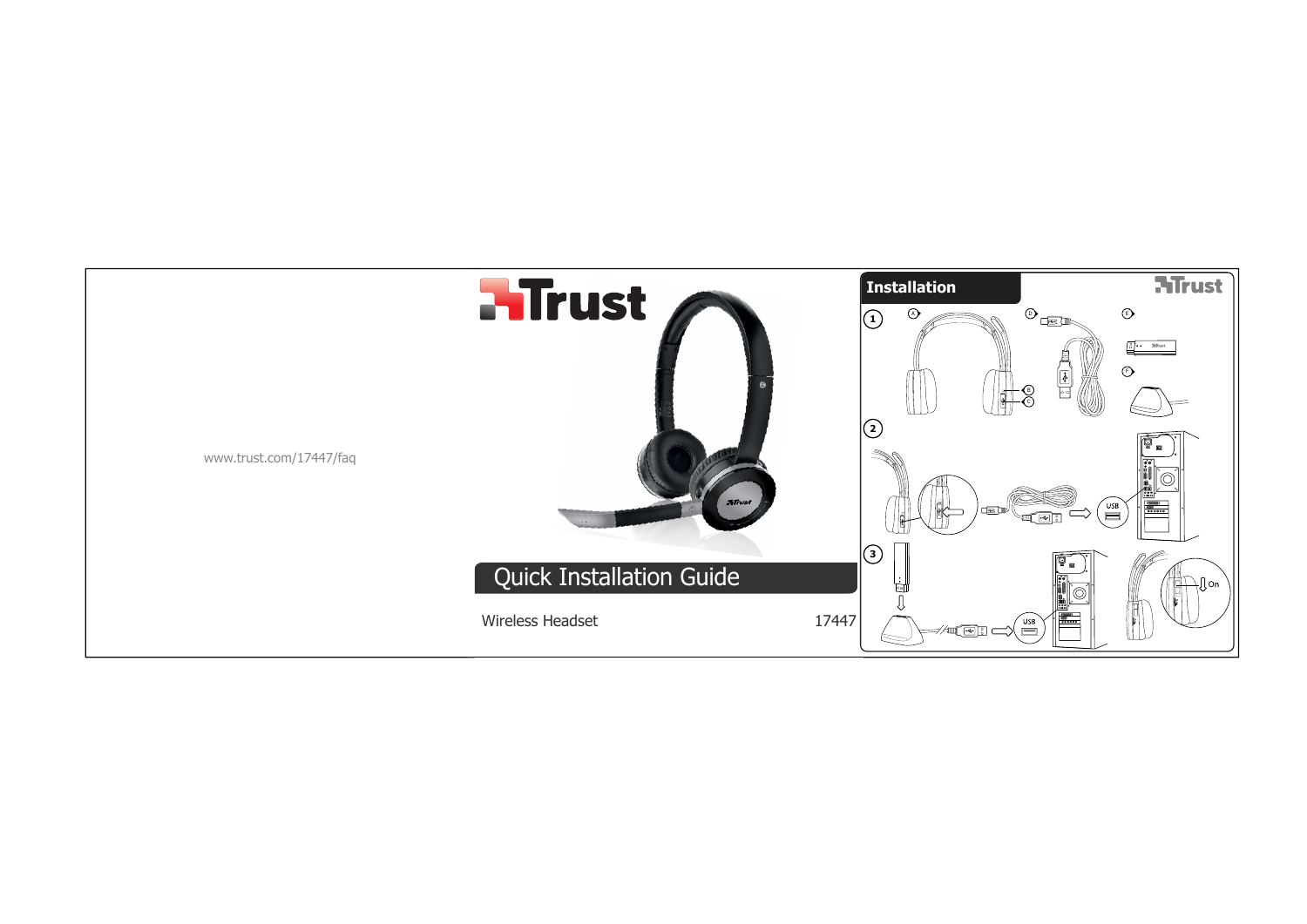www.trust.com/17447/faq

# Trust

## Quick Installation Guide

Wireless Headset

17447

## Installation

1

A

B

C

D

E

F

2

USB

3

USB

On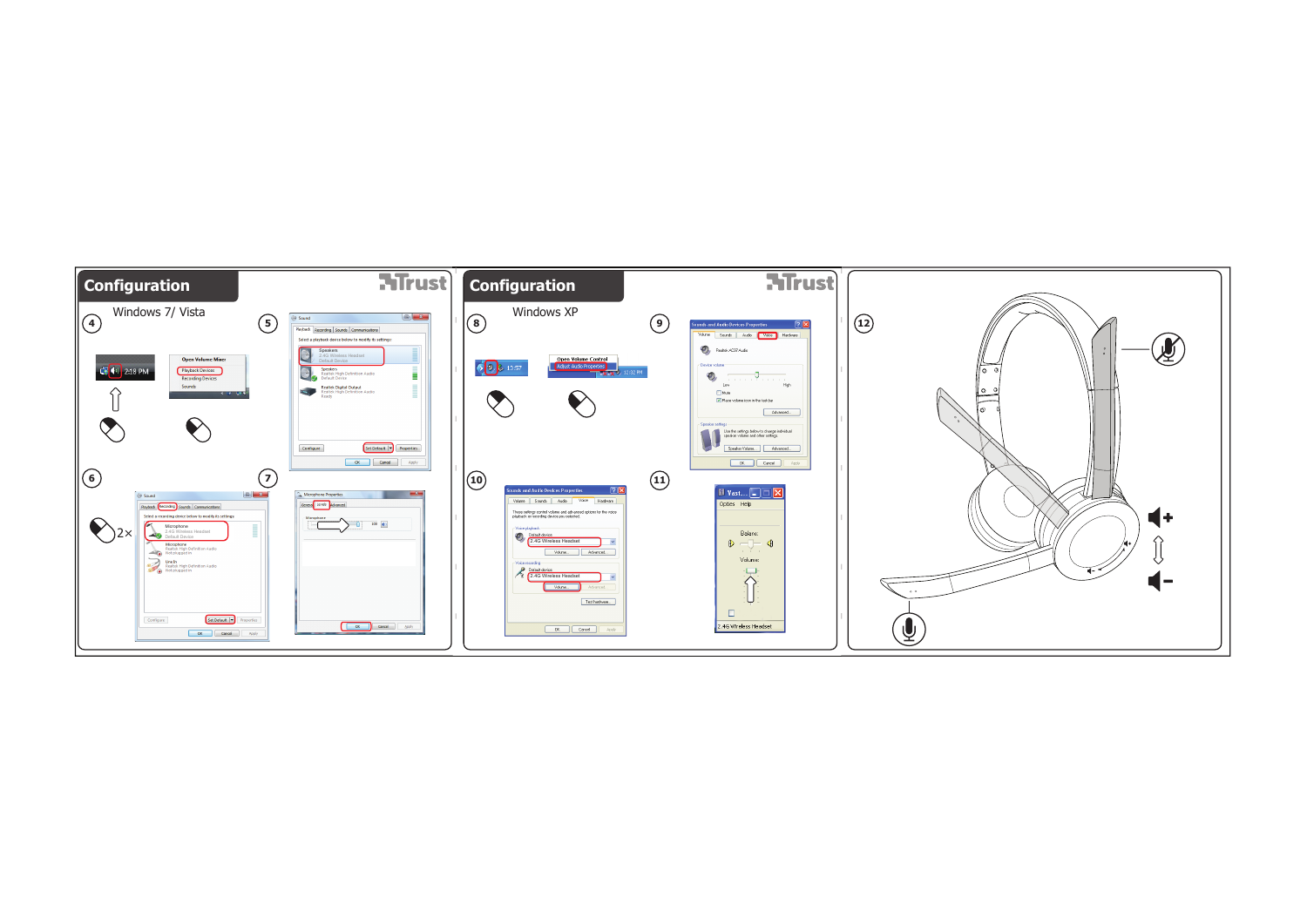## Configuration

Windows 7/ Vista

4

5

6

2×

7

## Configuration

Windows XP

8

9

10

11

12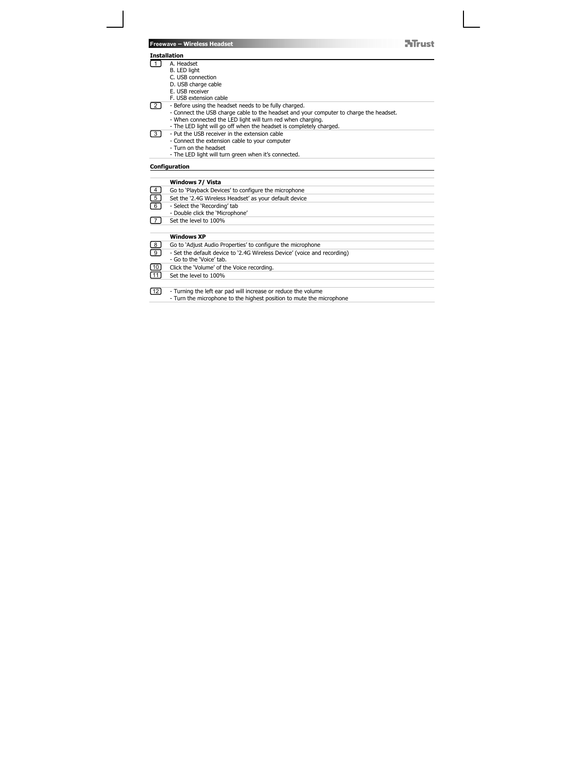## Freewave – Wireless Headset

### Installation

| | |
|---|---|
| 1 | A. Headset<br>B. LED light<br>C. USB connection<br>D. USB charge cable<br>E. USB receiver<br>F. USB extension cable |
| 2 | - Before using the headset needs to be fully charged.<br>- Connect the USB charge cable to the headset and your computer to charge the headset.<br>- When connected the LED light will turn red when charging.<br>- The LED light will go off when the headset is completely charged. |
| 3 | - Put the USB receiver in the extension cable<br>- Connect the extension cable to your computer<br>- Turn on the headset<br>- The LED light will turn green when it's connected. |

### Configuration

| | |
|---|---|
| | **Windows 7/ Vista** |
| 4 | Go to 'Playback Devices' to configure the microphone |
| 5 | Set the '2.4G Wireless Headset' as your default device |
| 6 | - Select the 'Recording' tab<br>- Double click the 'Microphone' |
| 7 | Set the level to 100% |
| | **Windows XP** |
| 8 | Go to 'Adjust Audio Properties' to configure the microphone |
| 9 | - Set the default device to '2.4G Wireless Device' (voice and recording)<br>- Go to the 'Voice' tab. |
| 10 | Click the 'Volume' of the Voice recording. |
| 11 | Set the level to 100% |
| 12 | - Turning the left ear pad will increase or reduce the volume<br>- Turn the microphone to the highest position to mute the microphone |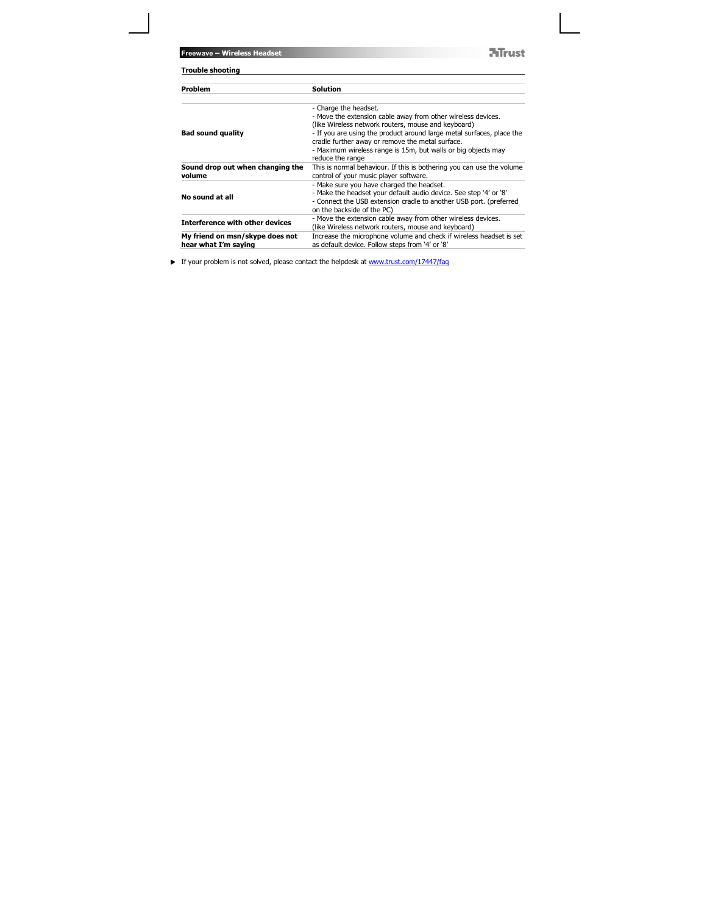## Trouble shooting

| Problem | Solution |
|---|---|
| **Bad sound quality** | - Charge the headset.<br>- Move the extension cable away from other wireless devices. (like Wireless network routers, mouse and keyboard)<br>- If you are using the product around large metal surfaces, place the cradle further away or remove the metal surface.<br>- Maximum wireless range is 15m, but walls or big objects may reduce the range |
| **Sound drop out when changing the volume** | This is normal behaviour. If this is bothering you can use the volume control of your music player software. |
| **No sound at all** | - Make sure you have charged the headset.<br>- Make the headset your default audio device. See step '4' or '8'<br>- Connect the USB extension cradle to another USB port. (preferred on the backside of the PC) |
| **Interference with other devices** | - Move the extension cable away from other wireless devices. (like Wireless network routers, mouse and keyboard) |
| **My friend on msn/skype does not hear what I'm saying** | Increase the microphone volume and check if wireless headset is set as default device. Follow steps from '4' or '8' |

► If your problem is not solved, please contact the helpdesk at [www.trust.com/17447/faq](http://www.trust.com/17447/faq)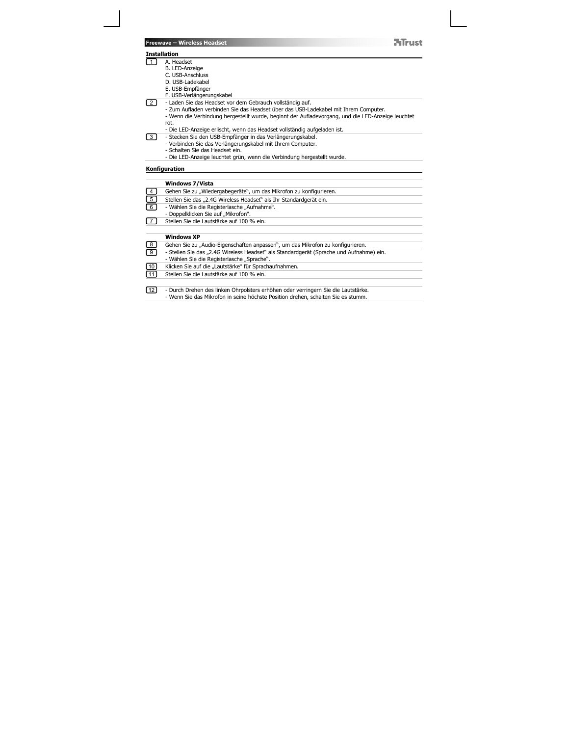## Installation

| | |
|---|---|
| 1 | A. Headset<br>B. LED-Anzeige<br>C. USB-Anschluss<br>D. USB-Ladekabel<br>E. USB-Empfänger<br>F. USB-Verlängerungskabel |
| 2 | - Laden Sie das Headset vor dem Gebrauch vollständig auf.<br>- Zum Aufladen verbinden Sie das Headset über das USB-Ladekabel mit Ihrem Computer.<br>- Wenn die Verbindung hergestellt wurde, beginnt der Aufladevorgang, und die LED-Anzeige leuchtet rot.<br>- Die LED-Anzeige erlischt, wenn das Headset vollständig aufgeladen ist. |
| 3 | - Stecken Sie den USB-Empfänger in das Verlängerungskabel.<br>- Verbinden Sie das Verlängerungskabel mit Ihrem Computer.<br>- Schalten Sie das Headset ein.<br>- Die LED-Anzeige leuchtet grün, wenn die Verbindung hergestellt wurde. |

## Konfiguration

| | |
|---|---|
| | **Windows 7/Vista** |
| 4 | Gehen Sie zu „Wiedergabegeräte“, um das Mikrofon zu konfigurieren. |
| 5 | Stellen Sie das „2.4G Wireless Headset“ als Ihr Standardgerät ein. |
| 6 | - Wählen Sie die Registerlasche „Aufnahme“.<br>- Doppelklicken Sie auf „Mikrofon“. |
| 7 | Stellen Sie die Lautstärke auf 100 % ein. |
| | |
| | **Windows XP** |
| 8 | Gehen Sie zu „Audio-Eigenschaften anpassen“, um das Mikrofon zu konfigurieren. |
| 9 | - Stellen Sie das „2.4G Wireless Headset“ als Standardgerät (Sprache und Aufnahme) ein.<br>- Wählen Sie die Registerlasche „Sprache“. |
| 10 | Klicken Sie auf die „Lautstärke“ für Sprachaufnahmen. |
| 11 | Stellen Sie die Lautstärke auf 100 % ein. |
| | |
| 12 | - Durch Drehen des linken Ohrpolsters erhöhen oder verringern Sie die Lautstärke.<br>- Wenn Sie das Mikrofon in seine höchste Position drehen, schalten Sie es stumm. |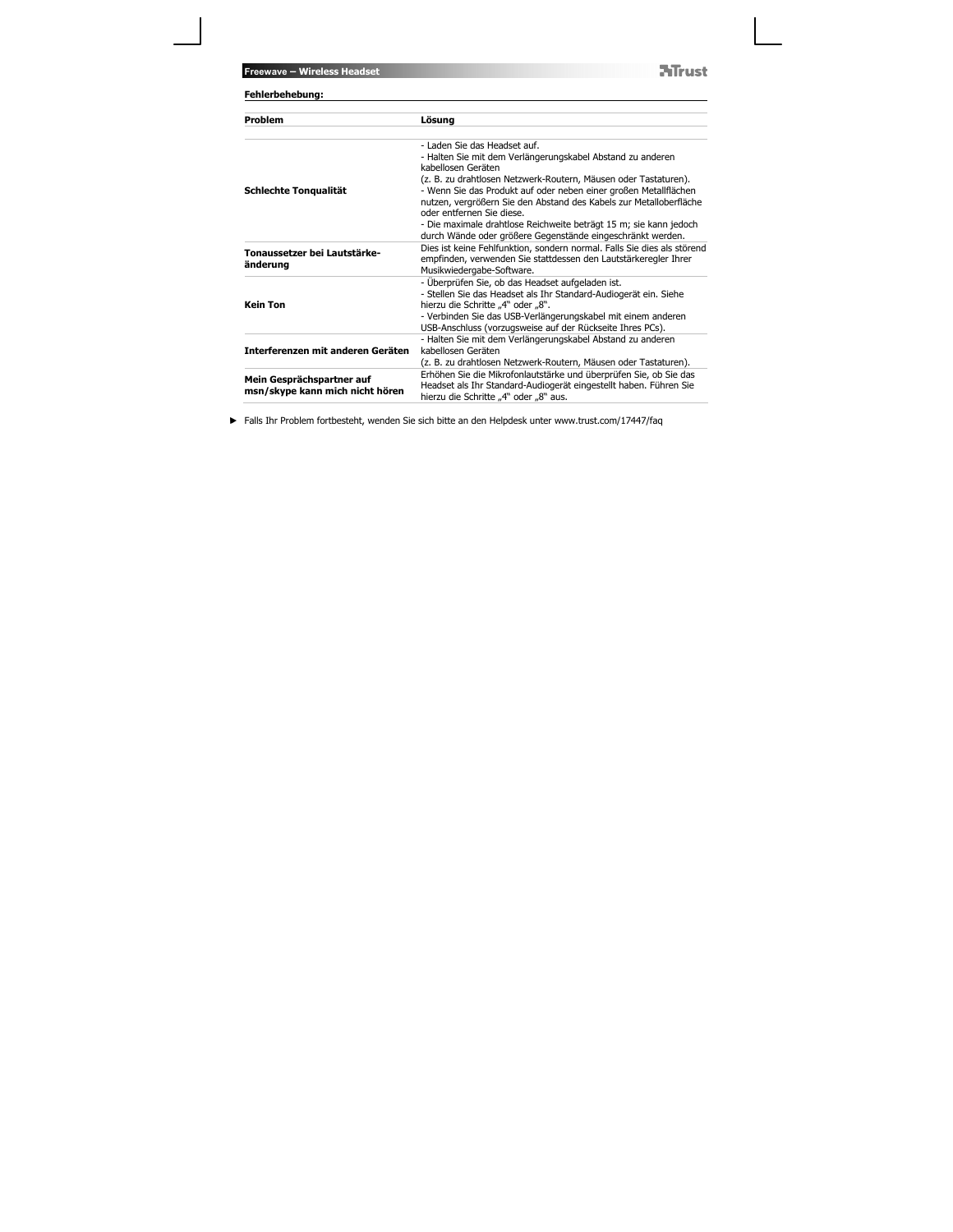**Fehlerbehebung:**

| **Problem** | **Lösung** |
|---|---|
| **Schlechte Tonqualität** | - Laden Sie das Headset auf.<br>- Halten Sie mit dem Verlängerungskabel Abstand zu anderen kabellosen Geräten<br>(z. B. zu drahtlosen Netzwerk-Routern, Mäusen oder Tastaturen).<br>- Wenn Sie das Produkt auf oder neben einer großen Metallflächen nutzen, vergrößern Sie den Abstand des Kabels zur Metalloberfläche oder entfernen Sie diese.<br>- Die maximale drahtlose Reichweite beträgt 15 m; sie kann jedoch durch Wände oder größere Gegenstände eingeschränkt werden. |
| **Tonaussetzer bei Lautstärke-änderung** | Dies ist keine Fehlfunktion, sondern normal. Falls Sie dies als störend empfinden, verwenden Sie stattdessen den Lautstärkeregler Ihrer Musikwiedergabe-Software. |
| **Kein Ton** | - Überprüfen Sie, ob das Headset aufgeladen ist.<br>- Stellen Sie das Headset als Ihr Standard-Audiogerät ein. Siehe hierzu die Schritte „4" oder „8".<br>- Verbinden Sie das USB-Verlängerungskabel mit einem anderen USB-Anschluss (vorzugsweise auf der Rückseite Ihres PCs). |
| **Interferenzen mit anderen Geräten** | - Halten Sie mit dem Verlängerungskabel Abstand zu anderen kabellosen Geräten<br>(z. B. zu drahtlosen Netzwerk-Routern, Mäusen oder Tastaturen). |
| **Mein Gesprächspartner auf msn/skype kann mich nicht hören** | Erhöhen Sie die Mikrofonlautstärke und überprüfen Sie, ob Sie das Headset als Ihr Standard-Audiogerät eingestellt haben. Führen Sie hierzu die Schritte „4" oder „8" aus. |

► Falls Ihr Problem fortbesteht, wenden Sie sich bitte an den Helpdesk unter www.trust.com/17447/faq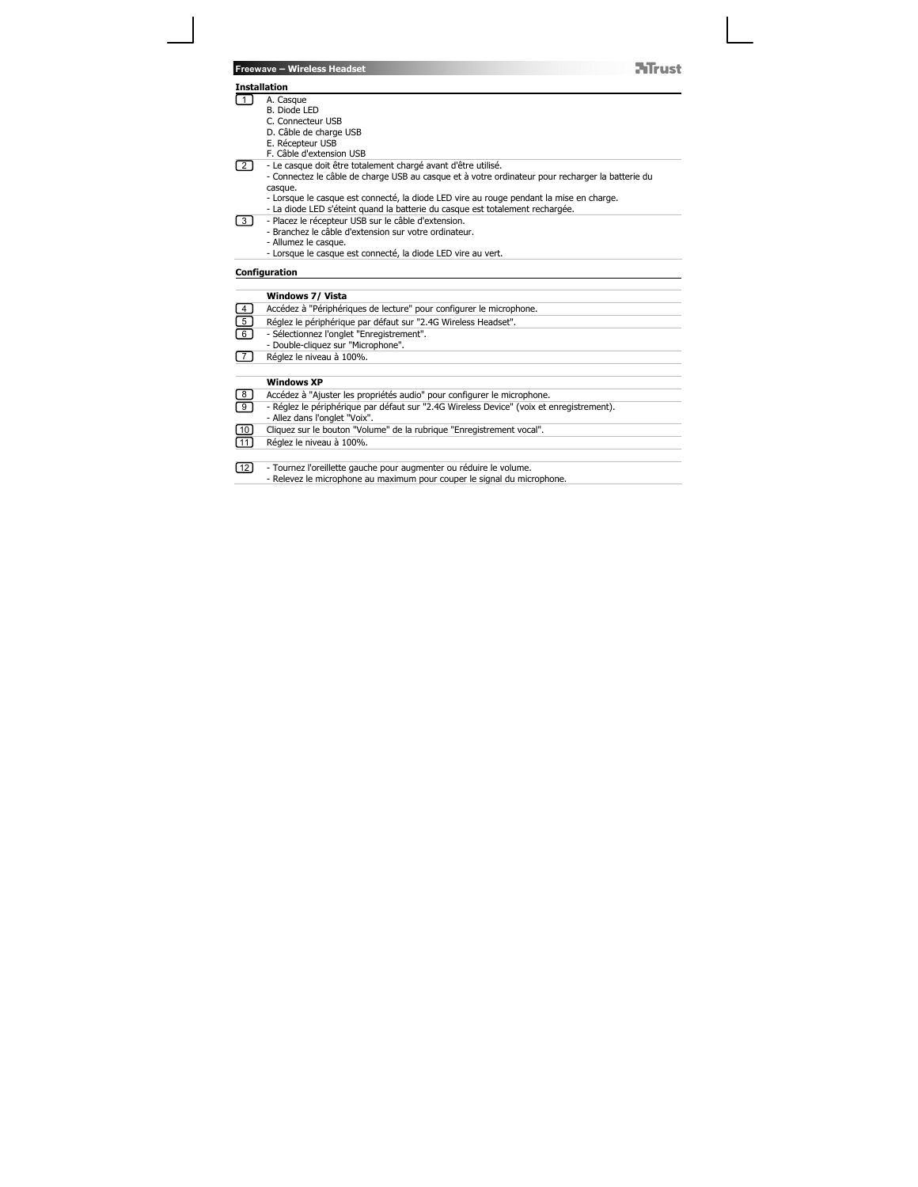## Installation

1
A. Casque
B. Diode LED
C. Connecteur USB
D. Câble de charge USB
E. Récepteur USB
F. Câble d'extension USB

2
- Le casque doit être totalement chargé avant d'être utilisé.
- Connectez le câble de charge USB au casque et à votre ordinateur pour recharger la batterie du casque.
- Lorsque le casque est connecté, la diode LED vire au rouge pendant la mise en charge.
- La diode LED s'éteint quand la batterie du casque est totalement rechargée.

3
- Placez le récepteur USB sur le câble d'extension.
- Branchez le câble d'extension sur votre ordinateur.
- Allumez le casque.
- Lorsque le casque est connecté, la diode LED vire au vert.

## Configuration

### Windows 7/ Vista

4 Accédez à "Périphériques de lecture" pour configurer le microphone.

5 Réglez le périphérique par défaut sur "2.4G Wireless Headset".

6
- Sélectionnez l'onglet "Enregistrement".
- Double-cliquez sur "Microphone".

7 Réglez le niveau à 100%.

### Windows XP

8 Accédez à "Ajuster les propriétés audio" pour configurer le microphone.

9
- Réglez le périphérique par défaut sur "2.4G Wireless Device" (voix et enregistrement).
- Allez dans l'onglet "Voix".

10 Cliquez sur le bouton "Volume" de la rubrique "Enregistrement vocal".

11 Réglez le niveau à 100%.

12
- Tournez l'oreillette gauche pour augmenter ou réduire le volume.
- Relevez le microphone au maximum pour couper le signal du microphone.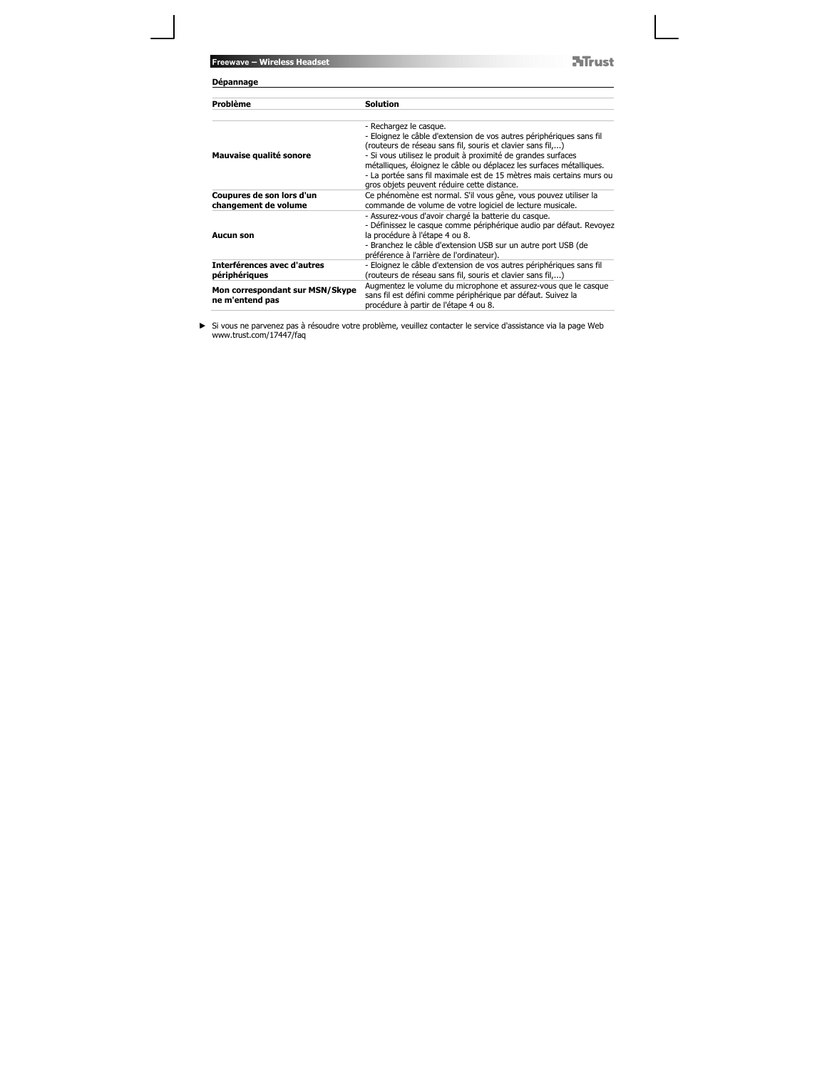## Dépannage

| Problème | Solution |
|---|---|
| **Mauvaise qualité sonore** | - Rechargez le casque.<br>- Eloignez le câble d'extension de vos autres périphériques sans fil (routeurs de réseau sans fil, souris et clavier sans fil,...)<br>- Si vous utilisez le produit à proximité de grandes surfaces métalliques, éloignez le câble ou déplacez les surfaces métalliques.<br>- La portée sans fil maximale est de 15 mètres mais certains murs ou gros objets peuvent réduire cette distance. |
| **Coupures de son lors d'un changement de volume** | Ce phénomène est normal. S'il vous gêne, vous pouvez utiliser la commande de volume de votre logiciel de lecture musicale. |
| **Aucun son** | - Assurez-vous d'avoir chargé la batterie du casque.<br>- Définissez le casque comme périphérique audio par défaut. Revoyez la procédure à l'étape 4 ou 8.<br>- Branchez le câble d'extension USB sur un autre port USB (de préférence à l'arrière de l'ordinateur). |
| **Interférences avec d'autres périphériques** | - Eloignez le câble d'extension de vos autres périphériques sans fil (routeurs de réseau sans fil, souris et clavier sans fil,...) |
| **Mon correspondant sur MSN/Skype ne m'entend pas** | Augmentez le volume du microphone et assurez-vous que le casque sans fil est défini comme périphérique par défaut. Suivez la procédure à partir de l'étape 4 ou 8. |

► Si vous ne parvenez pas à résoudre votre problème, veuillez contacter le service d'assistance via la page Web www.trust.com/17447/faq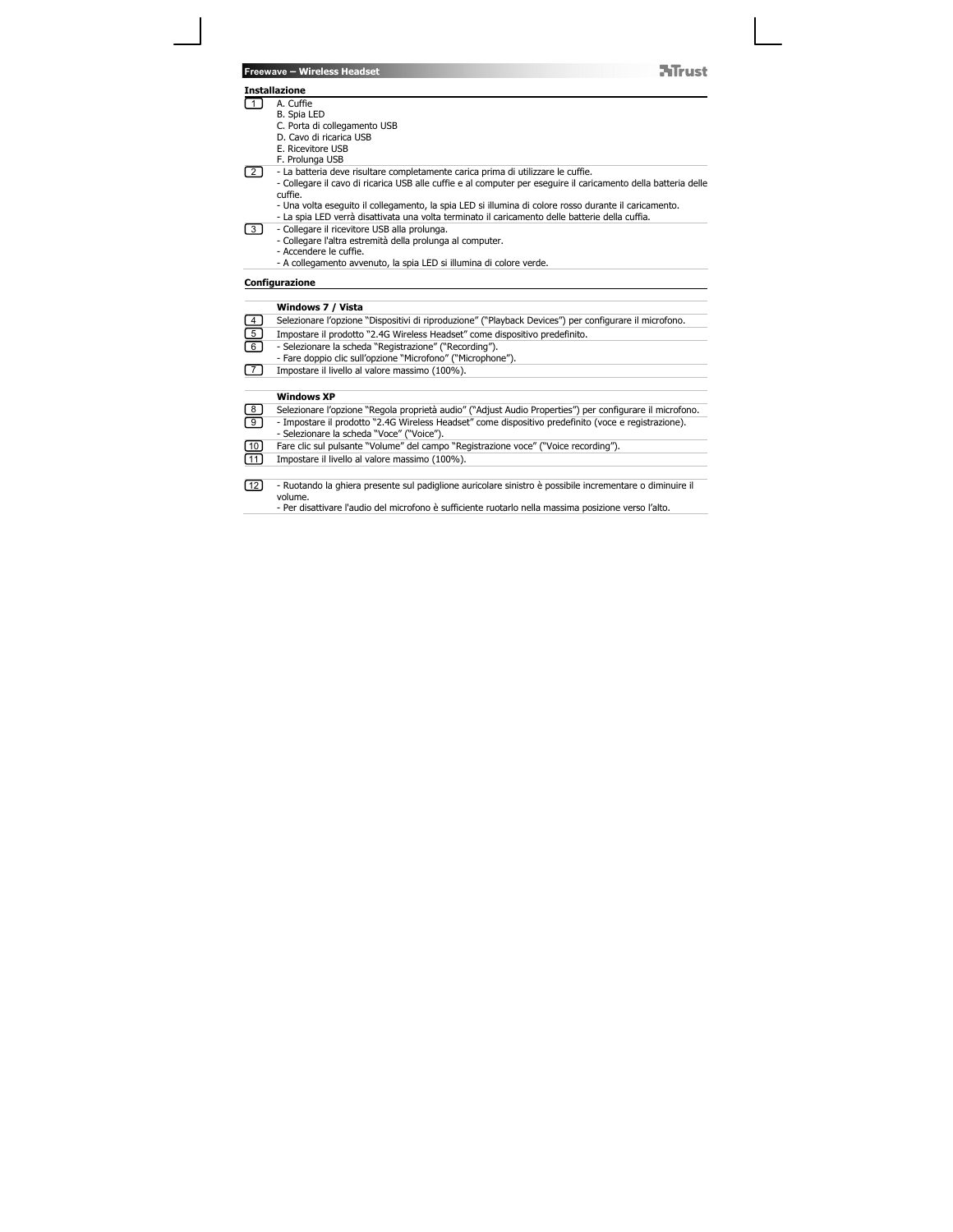## Installazione

| | |
|---|---|
| 1 | A. Cuffie<br>B. Spia LED<br>C. Porta di collegamento USB<br>D. Cavo di ricarica USB<br>E. Ricevitore USB<br>F. Prolunga USB |
| 2 | - La batteria deve risultare completamente carica prima di utilizzare le cuffie.<br>- Collegare il cavo di ricarica USB alle cuffie e al computer per eseguire il caricamento della batteria delle cuffie.<br>- Una volta eseguito il collegamento, la spia LED si illumina di colore rosso durante il caricamento.<br>- La spia LED verrà disattivata una volta terminato il caricamento delle batterie della cuffia. |
| 3 | - Collegare il ricevitore USB alla prolunga.<br>- Collegare l'altra estremità della prolunga al computer.<br>- Accendere le cuffie.<br>- A collegamento avvenuto, la spia LED si illumina di colore verde. |

## Configurazione

| | |
|---|---|
| | **Windows 7 / Vista** |
| 4 | Selezionare l'opzione "Dispositivi di riproduzione" ("Playback Devices") per configurare il microfono. |
| 5 | Impostare il prodotto "2.4G Wireless Headset" come dispositivo predefinito. |
| 6 | - Selezionare la scheda "Registrazione" ("Recording").<br>- Fare doppio clic sull'opzione "Microfono" ("Microphone"). |
| 7 | Impostare il livello al valore massimo (100%). |
| | |
| | **Windows XP** |
| 8 | Selezionare l'opzione "Regola proprietà audio" ("Adjust Audio Properties") per configurare il microfono. |
| 9 | - Impostare il prodotto "2.4G Wireless Headset" come dispositivo predefinito (voce e registrazione).<br>- Selezionare la scheda "Voce" ("Voice"). |
| 10 | Fare clic sul pulsante "Volume" del campo "Registrazione voce" ("Voice recording"). |
| 11 | Impostare il livello al valore massimo (100%). |
| | |
| 12 | - Ruotando la ghiera presente sul padiglione auricolare sinistro è possibile incrementare o diminuire il volume.<br>- Per disattivare l'audio del microfono è sufficiente ruotarlo nella massima posizione verso l'alto. |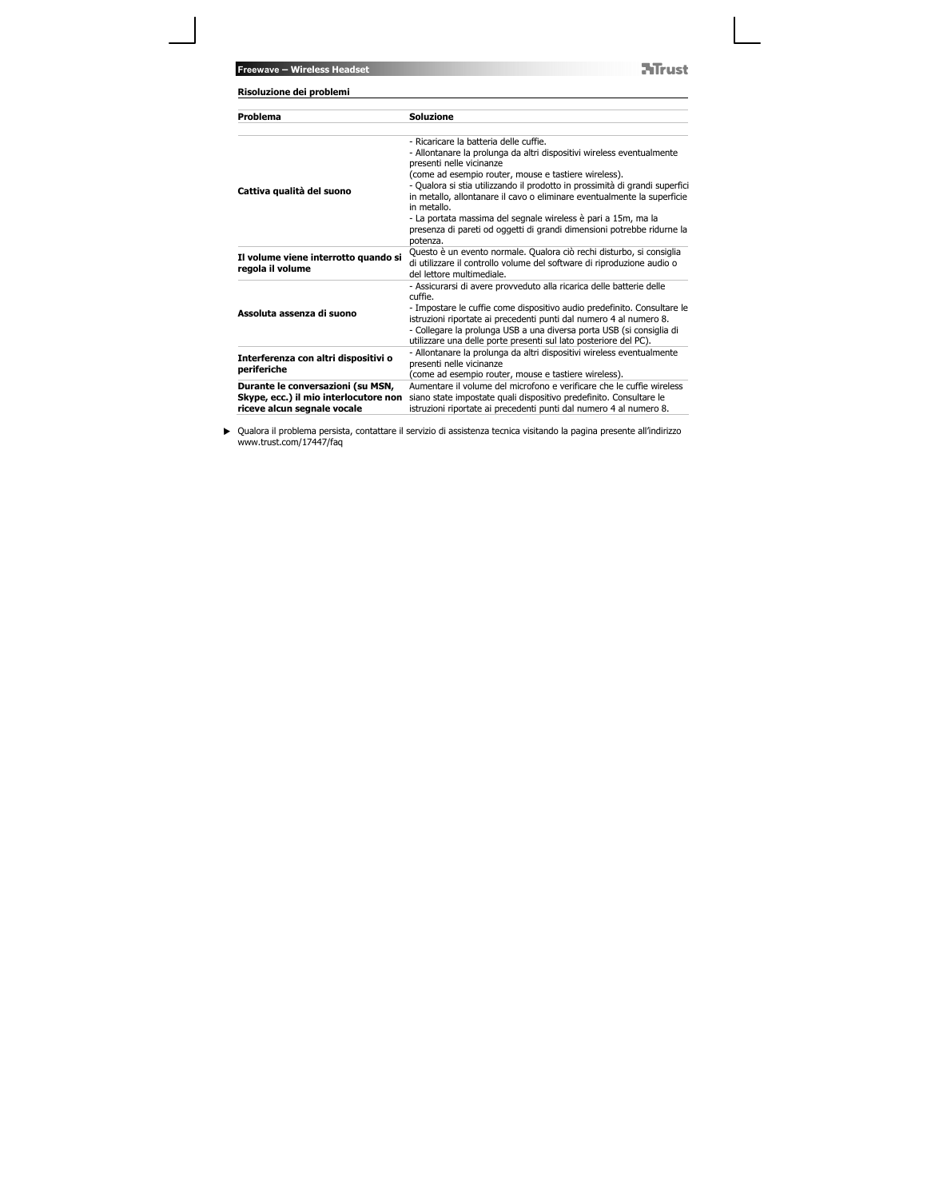## Risoluzione dei problemi

| Problema | Soluzione |
| --- | --- |
| **Cattiva qualità del suono** | - Ricaricare la batteria delle cuffie.<br>- Allontanare la prolunga da altri dispositivi wireless eventualmente presenti nelle vicinanze<br>(come ad esempio router, mouse e tastiere wireless).<br>- Qualora si stia utilizzando il prodotto in prossimità di grandi superfici in metallo, allontanare il cavo o eliminare eventualmente la superficie in metallo.<br>- La portata massima del segnale wireless è pari a 15m, ma la presenza di pareti od oggetti di grandi dimensioni potrebbe ridurne la potenza. |
| **Il volume viene interrotto quando si regola il volume** | Questo è un evento normale. Qualora ciò rechi disturbo, si consiglia di utilizzare il controllo volume del software di riproduzione audio o del lettore multimediale. |
| **Assoluta assenza di suono** | - Assicurarsi di avere provveduto alla ricarica delle batterie delle cuffie.<br>- Impostare le cuffie come dispositivo audio predefinito. Consultare le istruzioni riportate ai precedenti punti dal numero 4 al numero 8.<br>- Collegare la prolunga USB a una diversa porta USB (si consiglia di utilizzare una delle porte presenti sul lato posteriore del PC). |
| **Interferenza con altri dispositivi o periferiche** | - Allontanare la prolunga da altri dispositivi wireless eventualmente presenti nelle vicinanze<br>(come ad esempio router, mouse e tastiere wireless). |
| **Durante le conversazioni (su MSN, Skype, ecc.) il mio interlocutore non riceve alcun segnale vocale** | Aumentare il volume del microfono e verificare che le cuffie wireless siano state impostate quali dispositivo predefinito. Consultare le istruzioni riportate ai precedenti punti dal numero 4 al numero 8. |

► Qualora il problema persista, contattare il servizio di assistenza tecnica visitando la pagina presente all'indirizzo www.trust.com/17447/faq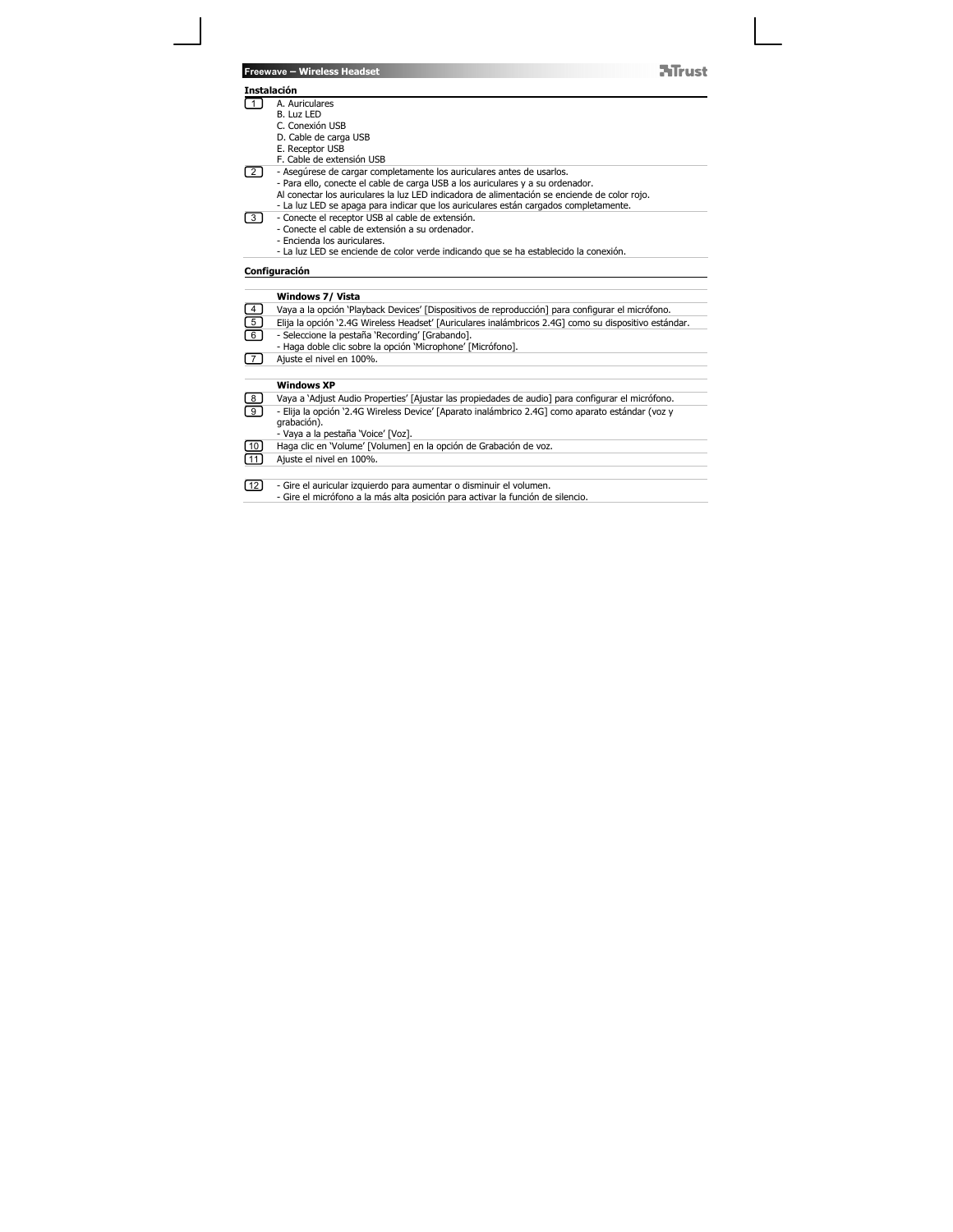## Instalación

1. A. Auriculares
   B. Luz LED
   C. Conexión USB
   D. Cable de carga USB
   E. Receptor USB
   F. Cable de extensión USB
2. - Asegúrese de cargar completamente los auriculares antes de usarlos.
   - Para ello, conecte el cable de carga USB a los auriculares y a su ordenador.
   Al conectar los auriculares la luz LED indicadora de alimentación se enciende de color rojo.
   - La luz LED se apaga para indicar que los auriculares están cargados completamente.
3. - Conecte el receptor USB al cable de extensión.
   - Conecte el cable de extensión a su ordenador.
   - Encienda los auriculares.
   - La luz LED se enciende de color verde indicando que se ha establecido la conexión.

## Configuración

### Windows 7/ Vista

4. Vaya a la opción 'Playback Devices' [Dispositivos de reproducción] para configurar el micrófono.
5. Elija la opción '2.4G Wireless Headset' [Auriculares inalámbricos 2.4G] como su dispositivo estándar.
6. - Seleccione la pestaña 'Recording' [Grabando].
   - Haga doble clic sobre la opción 'Microphone' [Micrófono].
7. Ajuste el nivel en 100%.

### Windows XP

8. Vaya a 'Adjust Audio Properties' [Ajustar las propiedades de audio] para configurar el micrófono.
9. - Elija la opción '2.4G Wireless Device' [Aparato inalámbrico 2.4G] como aparato estándar (voz y grabación).
   - Vaya a la pestaña 'Voice' [Voz].
10. Haga clic en 'Volume' [Volumen] en la opción de Grabación de voz.
11. Ajuste el nivel en 100%.

12. - Gire el auricular izquierdo para aumentar o disminuir el volumen.
    - Gire el micrófono a la más alta posición para activar la función de silencio.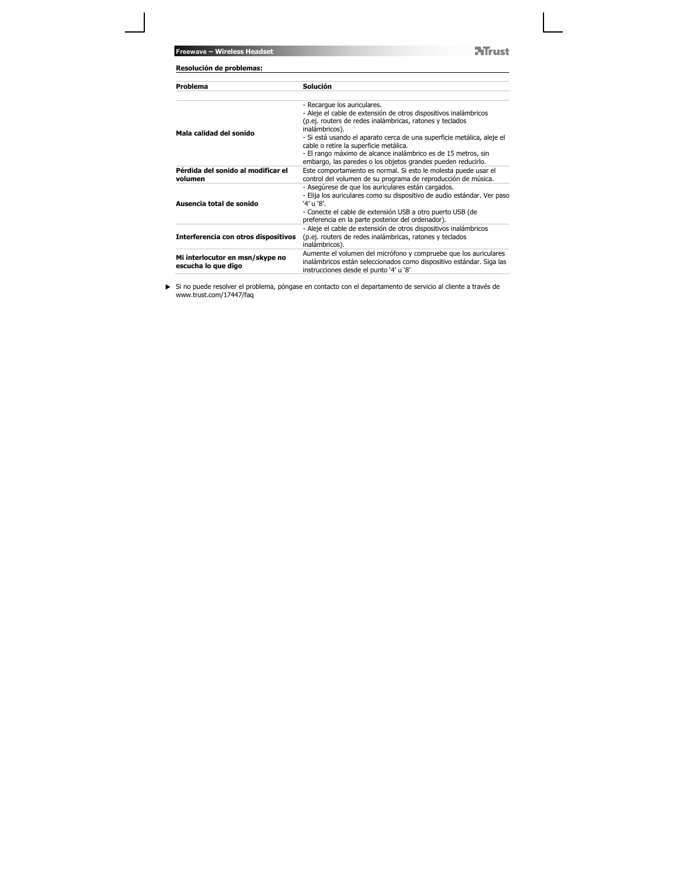**Resolución de problemas:**

| Problema | Solución |
|---|---|
| **Mala calidad del sonido** | - Recargue los auriculares.<br>- Aleje el cable de extensión de otros dispositivos inalámbricos (p.ej. routers de redes inalámbricas, ratones y teclados inalámbricos).<br>- Si está usando el aparato cerca de una superficie metálica, aleje el cable o retire la superficie metálica.<br>- El rango máximo de alcance inalámbrico es de 15 metros, sin embargo, las paredes o los objetos grandes pueden reducirlo. |
| **Pérdida del sonido al modificar el volumen** | Este comportamiento es normal. Si esto le molesta puede usar el control del volumen de su programa de reproducción de música. |
| **Ausencia total de sonido** | - Asegúrese de que los auriculares están cargados.<br>- Elija los auriculares como su dispositivo de audio estándar. Ver paso '4' u '8'.<br>- Conecte el cable de extensión USB a otro puerto USB (de preferencia en la parte posterior del ordenador). |
| **Interferencia con otros dispositivos** | - Aleje el cable de extensión de otros dispositivos inalámbricos (p.ej. routers de redes inalámbricas, ratones y teclados inalámbricos). |
| **Mi interlocutor en msn/skype no escucha lo que digo** | Aumente el volumen del micrófono y compruebe que los auriculares inalámbricos están seleccionados como dispositivo estándar. Siga las instrucciones desde el punto '4' u '8' |

► Si no puede resolver el problema, póngase en contacto con el departamento de servicio al cliente a través de www.trust.com/17447/faq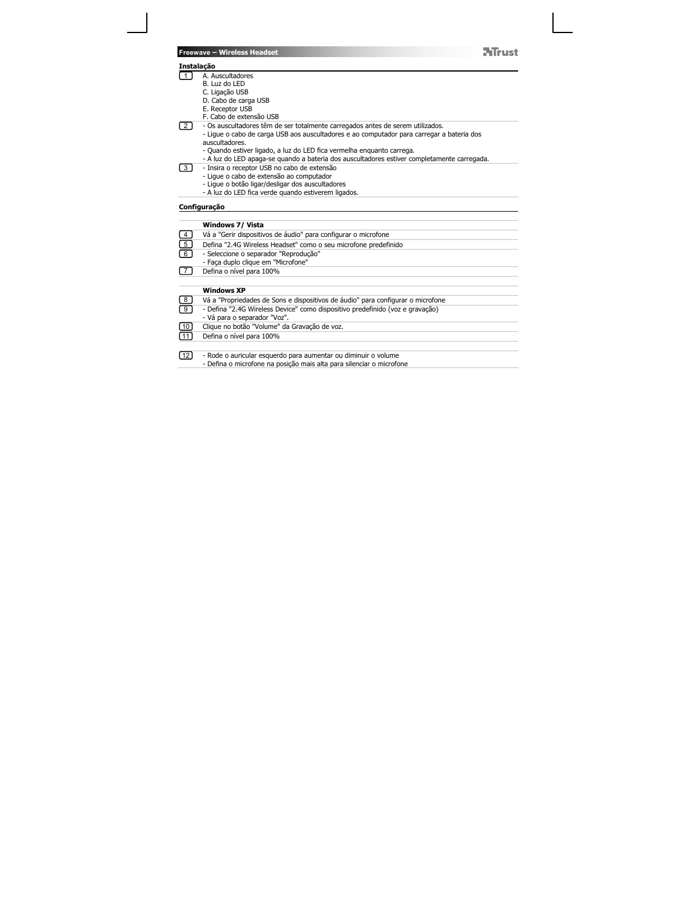## Instalação

1. A. Auscultadores
   B. Luz do LED
   C. Ligação USB
   D. Cabo de carga USB
   E. Receptor USB
   F. Cabo de extensão USB
2. - Os auscultadores têm de ser totalmente carregados antes de serem utilizados.
   - Ligue o cabo de carga USB aos auscultadores e ao computador para carregar a bateria dos auscultadores.
   - Quando estiver ligado, a luz do LED fica vermelha enquanto carrega.
   - A luz do LED apaga-se quando a bateria dos auscultadores estiver completamente carregada.
3. - Insira o receptor USB no cabo de extensão
   - Ligue o cabo de extensão ao computador
   - Ligue o botão ligar/desligar dos auscultadores
   - A luz do LED fica verde quando estiverem ligados.

## Configuração

### Windows 7/ Vista

4. Vá a "Gerir dispositivos de áudio" para configurar o microfone
5. Defina "2.4G Wireless Headset" como o seu microfone predefinido
6. - Seleccione o separador "Reprodução"
   - Faça duplo clique em "Microfone"
7. Defina o nível para 100%

### Windows XP

8. Vá a "Propriedades de Sons e dispositivos de áudio" para configurar o microfone
9. - Defina "2.4G Wireless Device" como dispositivo predefinido (voz e gravação)
   - Vá para o separador "Voz".
10. Clique no botão "Volume" da Gravação de voz.
11. Defina o nível para 100%

12. - Rode o auricular esquerdo para aumentar ou diminuir o volume
    - Defina o microfone na posição mais alta para silenciar o microfone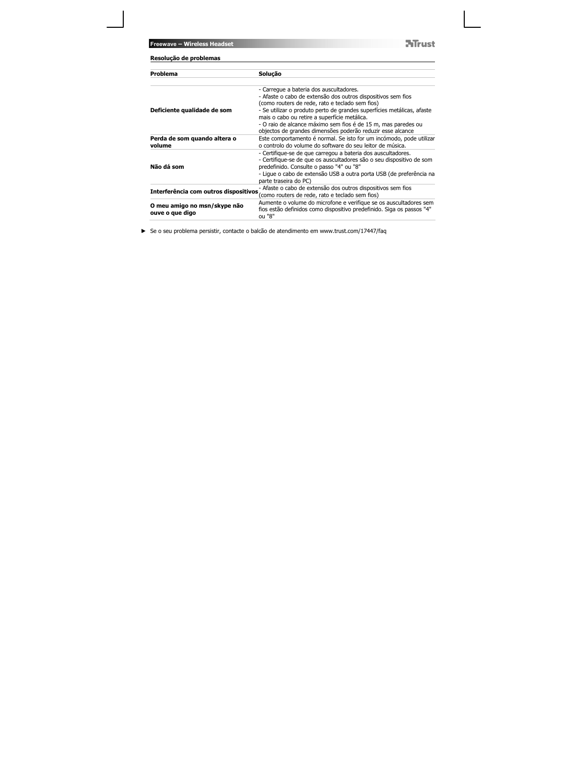## Resolução de problemas

| Problema | Solução |
| --- | --- |
| Deficiente qualidade de som | - Carregue a bateria dos auscultadores.<br>- Afaste o cabo de extensão dos outros dispositivos sem fios (como routers de rede, rato e teclado sem fios)<br>- Se utilizar o produto perto de grandes superfícies metálicas, afaste mais o cabo ou retire a superfície metálica.<br>- O raio de alcance máximo sem fios é de 15 m, mas paredes ou objectos de grandes dimensões poderão reduzir esse alcance |
| Perda de som quando altera o volume | Este comportamento é normal. Se isto for um incómodo, pode utilizar o controlo do volume do software do seu leitor de música. |
| Não dá som | - Certifique-se de que carregou a bateria dos auscultadores.<br>- Certifique-se de que os auscultadores são o seu dispositivo de som predefinido. Consulte o passo "4" ou "8"<br>- Ligue o cabo de extensão USB a outra porta USB (de preferência na parte traseira do PC) |
| Interferência com outros dispositivos | - Afaste o cabo de extensão dos outros dispositivos sem fios (como routers de rede, rato e teclado sem fios) |
| O meu amigo no msn/skype não ouve o que digo | Aumente o volume do microfone e verifique se os auscultadores sem fios estão definidos como dispositivo predefinido. Siga os passos "4" ou "8" |

► Se o seu problema persistir, contacte o balcão de atendimento em www.trust.com/17447/faq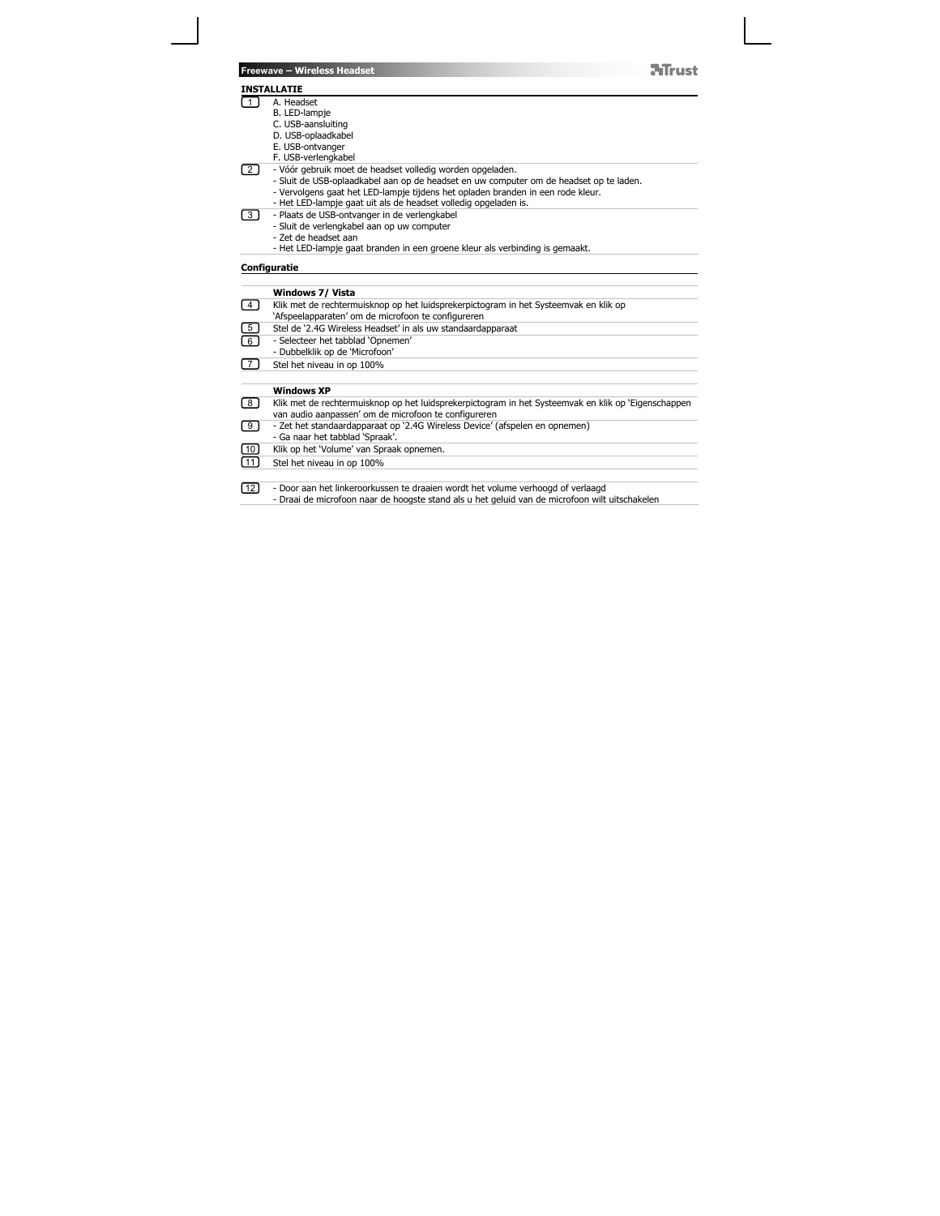## INSTALLATIE

| | |
|---|---|
| 1 | A. Headset<br>B. LED-lampje<br>C. USB-aansluiting<br>D. USB-oplaadkabel<br>E. USB-ontvanger<br>F. USB-verlengkabel |
| 2 | - Vóór gebruik moet de headset volledig worden opgeladen.<br>- Sluit de USB-oplaadkabel aan op de headset en uw computer om de headset op te laden.<br>- Vervolgens gaat het LED-lampje tijdens het opladen branden in een rode kleur.<br>- Het LED-lampje gaat uit als de headset volledig opgeladen is. |
| 3 | - Plaats de USB-ontvanger in de verlengkabel<br>- Sluit de verlengkabel aan op uw computer<br>- Zet de headset aan<br>- Het LED-lampje gaat branden in een groene kleur als verbinding is gemaakt. |

## Configuratie

| | |
|---|---|
| | **Windows 7/ Vista** |
| 4 | Klik met de rechtermuisknop op het luidsprekerpictogram in het Systeemvak en klik op 'Afspeelapparaten' om de microfoon te configureren |
| 5 | Stel de '2.4G Wireless Headset' in als uw standaardapparaat |
| 6 | - Selecteer het tabblad 'Opnemen'<br>- Dubbelklik op de 'Microfoon' |
| 7 | Stel het niveau in op 100% |
| | |
| | **Windows XP** |
| 8 | Klik met de rechtermuisknop op het luidsprekerpictogram in het Systeemvak en klik op 'Eigenschappen van audio aanpassen' om de microfoon te configureren |
| 9 | - Zet het standaardapparaat op '2.4G Wireless Device' (afspelen en opnemen)<br>- Ga naar het tabblad 'Spraak'. |
| 10 | Klik op het 'Volume' van Spraak opnemen. |
| 11 | Stel het niveau in op 100% |
| | |
| 12 | - Door aan het linkeroorkussen te draaien wordt het volume verhoogd of verlaagd<br>- Draai de microfoon naar de hoogste stand als u het geluid van de microfoon wilt uitschakelen |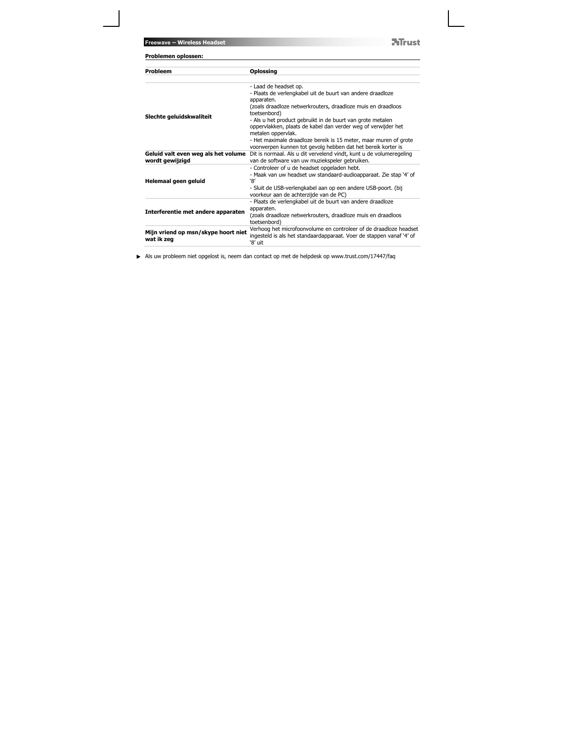**Problemen oplossen:**

| Probleem | Oplossing |
|---|---|
| **Slechte geluidskwaliteit** | - Laad de headset op.<br>- Plaats de verlengkabel uit de buurt van andere draadloze apparaten.<br>(zoals draadloze netwerkrouters, draadloze muis en draadloos toetsenbord)<br>- Als u het product gebruikt in de buurt van grote metalen oppervlakken, plaats de kabel dan verder weg of verwijder het metalen oppervlak.<br>- Het maximale draadloze bereik is 15 meter, maar muren of grote voorwerpen kunnen tot gevolg hebben dat het bereik korter is |
| **Geluid valt even weg als het volume wordt gewijzigd** | Dit is normaal. Als u dit vervelend vindt, kunt u de volumeregeling van de software van uw muziekspeler gebruiken. |
| **Helemaal geen geluid** | - Controleer of u de headset opgeladen hebt.<br>- Maak van uw headset uw standaard-audioapparaat. Zie stap '4' of '8'<br>- Sluit de USB-verlengkabel aan op een andere USB-poort. (bij voorkeur aan de achterzijde van de PC) |
| **Interferentie met andere apparaten** | - Plaats de verlengkabel uit de buurt van andere draadloze apparaten.<br>(zoals draadloze netwerkrouters, draadloze muis en draadloos toetsenbord) |
| **Mijn vriend op msn/skype hoort niet wat ik zeg** | Verhoog het microfoonvolume en controleer of de draadloze headset ingesteld is als het standaardapparaat. Voer de stappen vanaf '4' of '8' uit |

► Als uw probleem niet opgelost is, neem dan contact op met de helpdesk op www.trust.com/17447/faq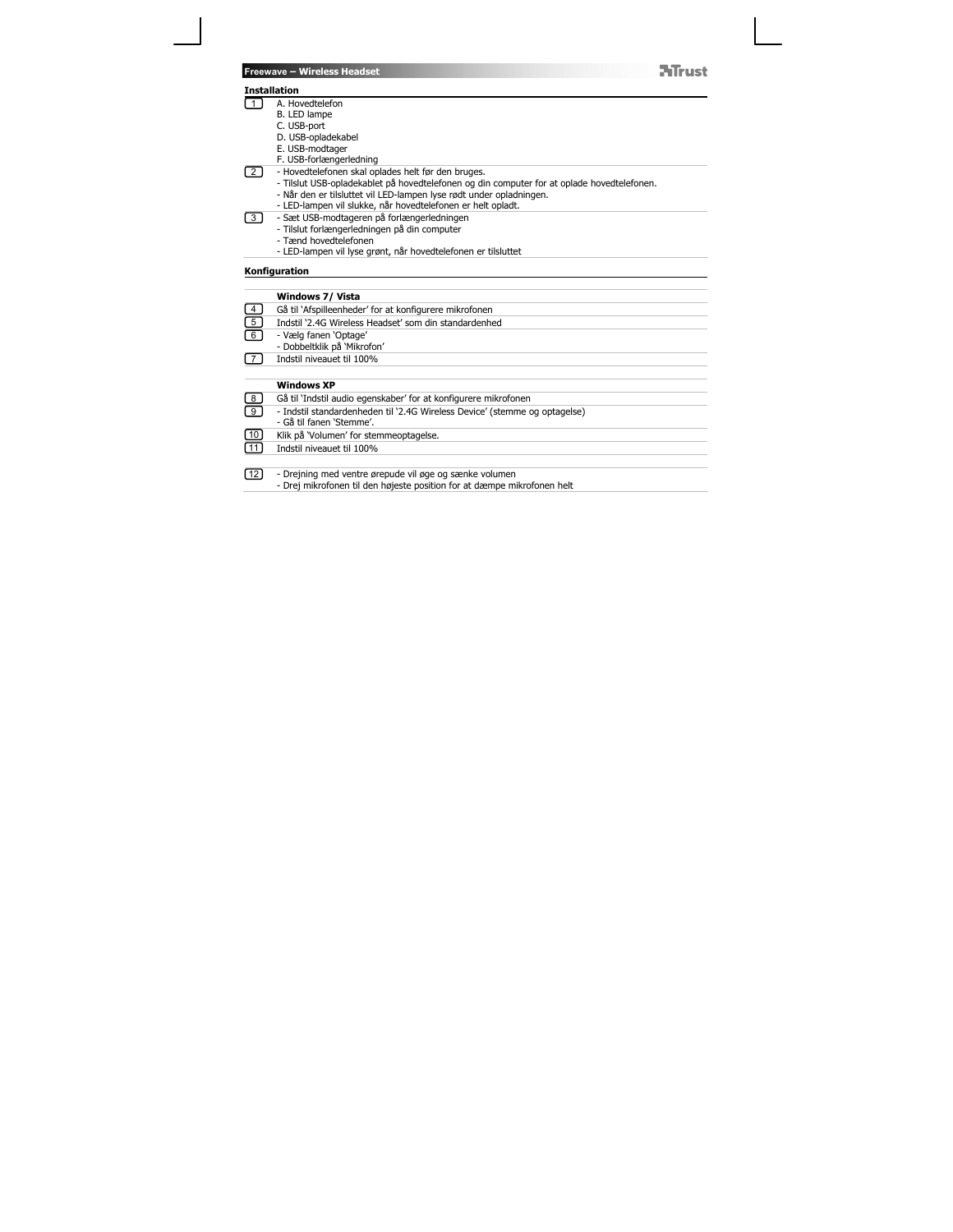## Installation

| | |
|---|---|
| 1 | A. Hovedtelefon<br>B. LED lampe<br>C. USB-port<br>D. USB-opladekabel<br>E. USB-modtager<br>F. USB-forlængerledning |
| 2 | - Hovedtelefonen skal oplades helt før den bruges.<br>- Tilslut USB-opladekablet på hovedtelefonen og din computer for at oplade hovedtelefonen.<br>- Når den er tilsluttet vil LED-lampen lyse rødt under opladningen.<br>- LED-lampen vil slukke, når hovedtelefonen er helt opladt. |
| 3 | - Sæt USB-modtageren på forlængerledningen<br>- Tilslut forlængerledningen på din computer<br>- Tænd hovedtelefonen<br>- LED-lampen vil lyse grønt, når hovedtelefonen er tilsluttet |

## Konfiguration

| | |
|---|---|
| | **Windows 7/ Vista** |
| 4 | Gå til 'Afspilleenheder' for at konfigurere mikrofonen |
| 5 | Indstil '2.4G Wireless Headset' som din standardenhed |
| 6 | - Vælg fanen 'Optage'<br>- Dobbeltklik på 'Mikrofon' |
| 7 | Indstil niveauet til 100% |
| | **Windows XP** |
| 8 | Gå til 'Indstil audio egenskaber' for at konfigurere mikrofonen |
| 9 | - Indstil standardenheden til '2.4G Wireless Device' (stemme og optagelse)<br>- Gå til fanen 'Stemme'. |
| 10 | Klik på 'Volumen' for stemmeoptagelse. |
| 11 | Indstil niveauet til 100% |
| 12 | - Drejning med ventre ørepude vil øge og sænke volumen<br>- Drej mikrofonen til den højeste position for at dæmpe mikrofonen helt |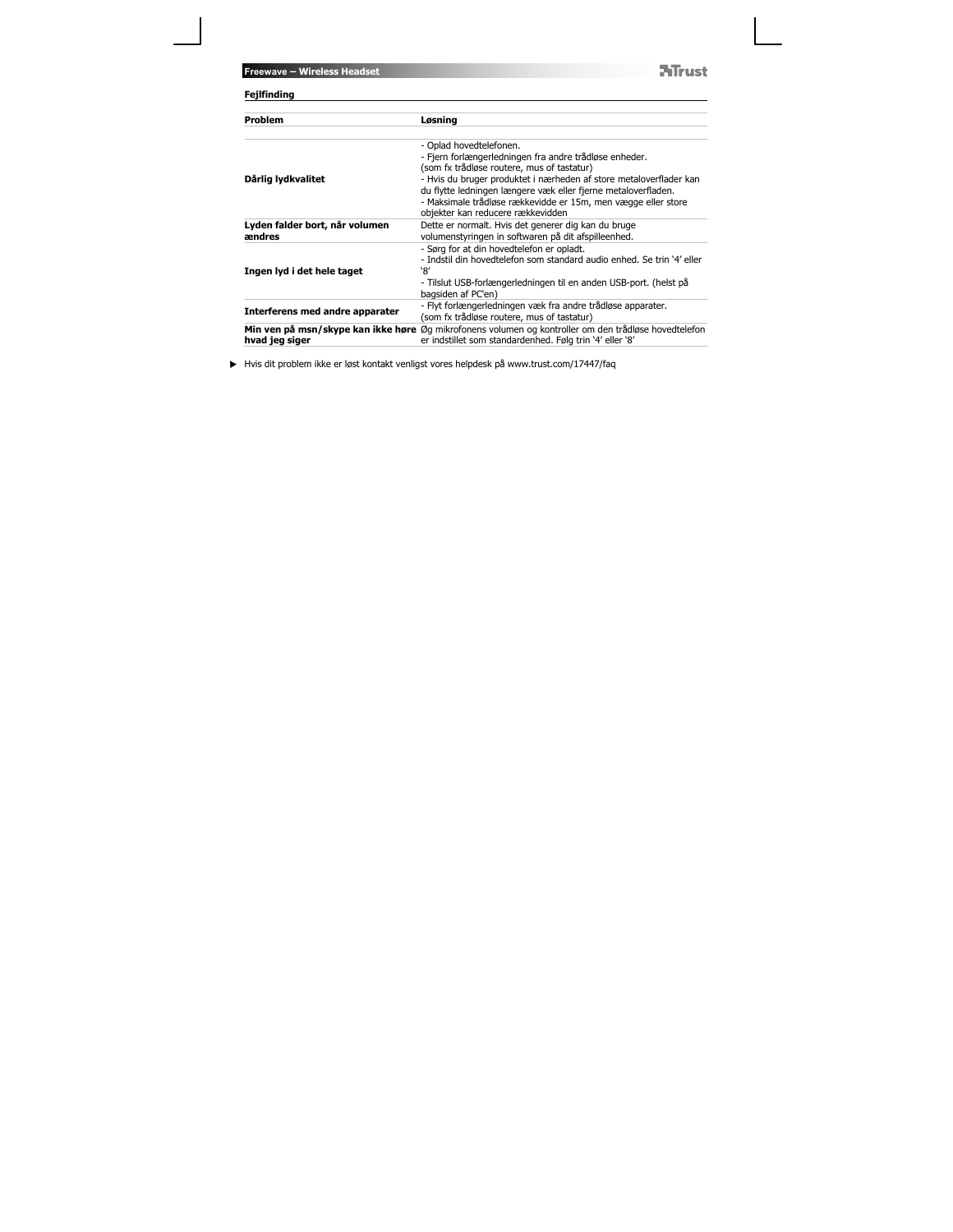**Fejlfinding**

| Problem | Løsning |
|---|---|
| **Dårlig lydkvalitet** | - Oplad hovedtelefonen.<br>- Fjern forlængerledningen fra andre trådløse enheder. (som fx trådløse routere, mus of tastatur)<br>- Hvis du bruger produktet i nærheden af store metaloverflader kan du flytte ledningen længere væk eller fjerne metaloverfladen.<br>- Maksimale trådløse rækkevidde er 15m, men vægge eller store objekter kan reducere rækkevidden |
| **Lyden falder bort, når volumen ændres** | Dette er normalt. Hvis det generer dig kan du bruge volumenstyringen in softwaren på dit afspilleenhed. |
| **Ingen lyd i det hele taget** | - Sørg for at din hovedtelefon er opladt.<br>- Indstil din hovedtelefon som standard audio enhed. Se trin '4' eller '8'<br>- Tilslut USB-forlængerledningen til en anden USB-port. (helst på bagsiden af PC'en) |
| **Interferens med andre apparater** | - Flyt forlængerledningen væk fra andre trådløse apparater. (som fx trådløse routere, mus of tastatur) |
| **Min ven på msn/skype kan ikke høre hvad jeg siger** | Øg mikrofonens volumen og kontroller om den trådløse hovedtelefon er indstillet som standardenhed. Følg trin '4' eller '8' |

► Hvis dit problem ikke er løst kontakt venligst vores helpdesk på www.trust.com/17447/faq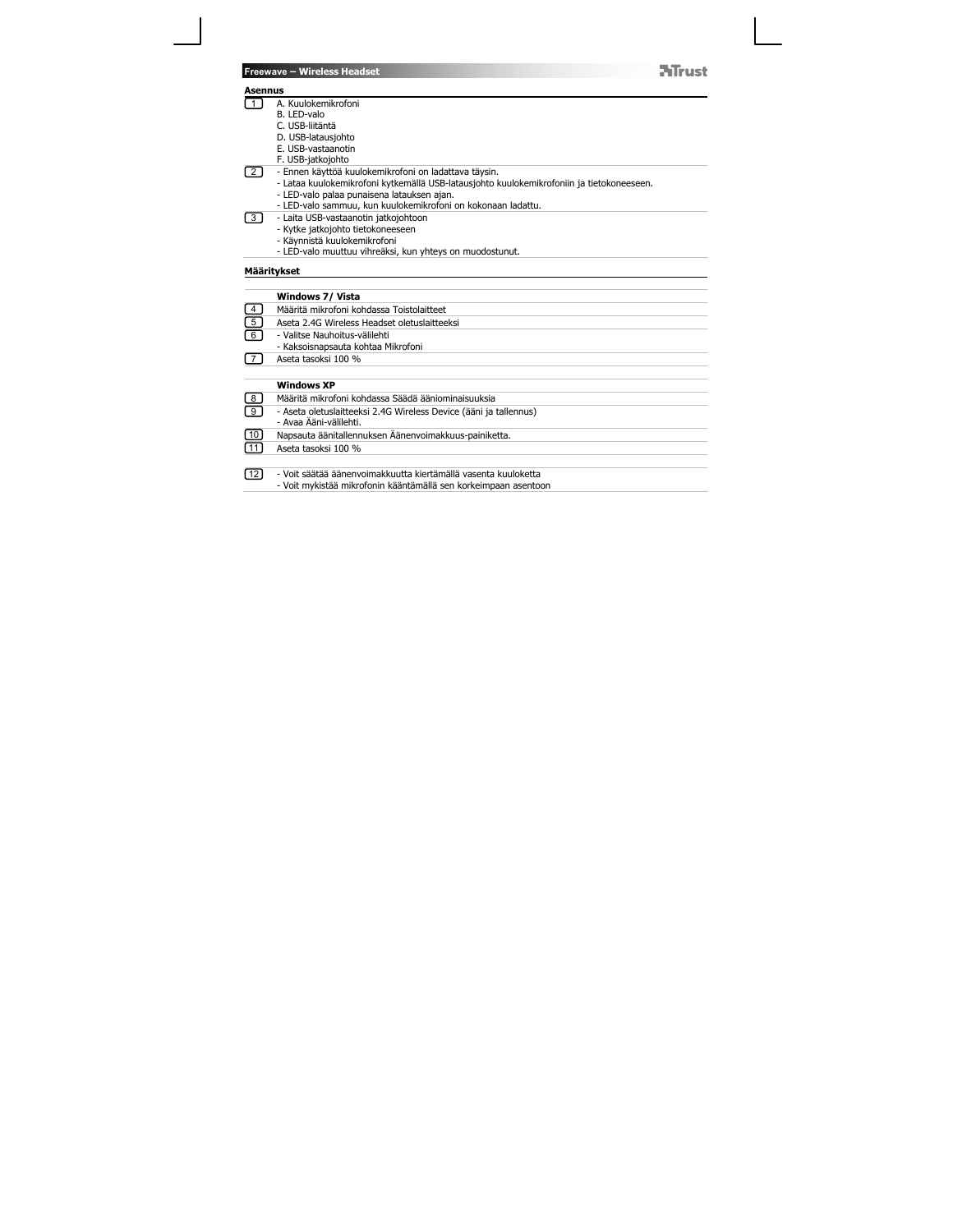## Asennus

| | |
|---|---|
| 1 | A. Kuulokemikrofoni<br>B. LED-valo<br>C. USB-liitäntä<br>D. USB-latausjohto<br>E. USB-vastaanotin<br>F. USB-jatkojohto |
| 2 | - Ennen käyttöä kuulokemikrofoni on ladattava täysin.<br>- Lataa kuulokemikrofoni kytkemällä USB-latausjohto kuulokemikrofoniin ja tietokoneeseen.<br>- LED-valo palaa punaisena latauksen ajan.<br>- LED-valo sammuu, kun kuulokemikrofoni on kokonaan ladattu. |
| 3 | - Laita USB-vastaanotin jatkojohtoon<br>- Kytke jatkojohto tietokoneeseen<br>- Käynnistä kuulokemikrofoni<br>- LED-valo muuttuu vihreäksi, kun yhteys on muodostunut. |

## Määritykset

| | |
|---|---|
| | **Windows 7/ Vista** |
| 4 | Määritä mikrofoni kohdassa Toistolaitteet |
| 5 | Aseta 2.4G Wireless Headset oletuslaitteeksi |
| 6 | - Valitse Nauhoitus-välilehti<br>- Kaksoisnapsauta kohtaa Mikrofoni |
| 7 | Aseta tasoksi 100 % |
| | |
| | **Windows XP** |
| 8 | Määritä mikrofoni kohdassa Säädä äänominaisuuksia |
| 9 | - Aseta oletuslaitteeksi 2.4G Wireless Device (ääni ja tallennus)<br>- Avaa Ääni-välilehti. |
| 10 | Napsauta äänitallennuksen Äänenvoimakkuus-painiketta. |
| 11 | Aseta tasoksi 100 % |
| | |
| 12 | - Voit säätää äänenvoimakkuutta kiertämällä vasenta kuuloketta<br>- Voit mykistää mikrofonin kääntämällä sen korkeimpaan asentoon |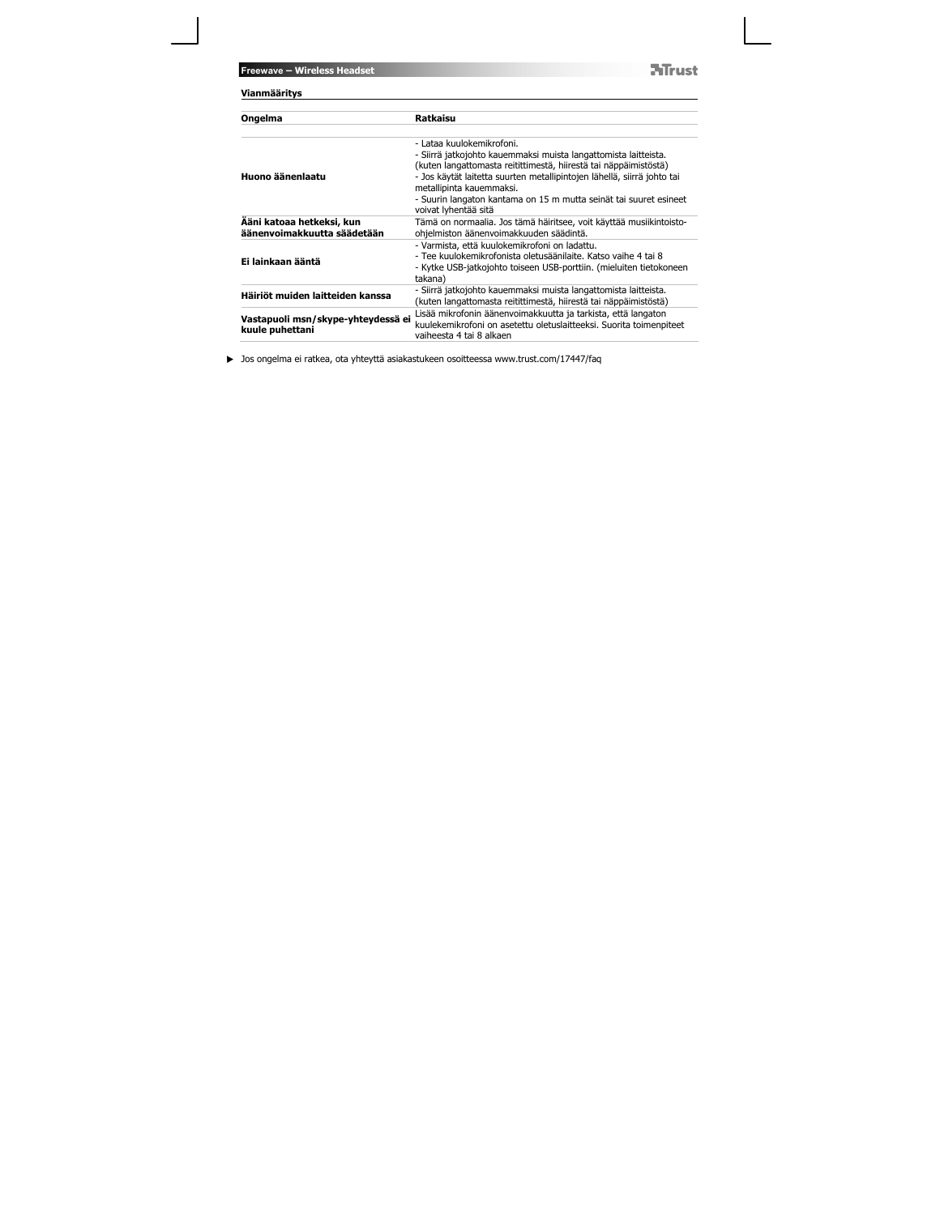## Vianmääritys

| Ongelma | Ratkaisu |
| --- | --- |
| **Huono äänenlaatu** | - Lataa kuulokemikrofoni.<br>- Siirrä jatkojohto kauemmaksi muista langattomista laitteista. (kuten langattomasta reitittimestä, hiirestä tai näppäimistöstä)<br>- Jos käytät laitetta suurten metallipintojen lähellä, siirrä johto tai metallipinta kauemmaksi.<br>- Suurin langaton kantama on 15 m mutta seinät tai suuret esineet voivat lyhentää sitä |
| **Ääni katoaa hetkeksi, kun äänenvoimakkuutta säädetään** | Tämä on normaalia. Jos tämä häiritsee, voit käyttää musiikintoisto-ohjelmiston äänenvoimakkuuden säädintä. |
| **Ei lainkaan ääntä** | - Varmista, että kuulokemikrofoni on ladattu.<br>- Tee kuulokemikrofonista oletusäänilaite. Katso vaihe 4 tai 8<br>- Kytke USB-jatkojohto toiseen USB-porttiin. (mieluiten tietokoneen takana) |
| **Häiriöt muiden laitteiden kanssa** | - Siirrä jatkojohto kauemmaksi muista langattomista laitteista. (kuten langattomasta reitittimestä, hiirestä tai näppäimistöstä) |
| **Vastapuoli msn/skype-yhteydessä ei kuule puhettani** | Lisää mikrofonin äänenvoimakkuutta ja tarkista, että langaton kuulekemikrofoni on asetettu oletuslaitteeksi. Suorita toimenpiteet vaiheesta 4 tai 8 alkaen |

► Jos ongelma ei ratkea, ota yhteyttä asiakastukeen osoitteessa www.trust.com/17447/faq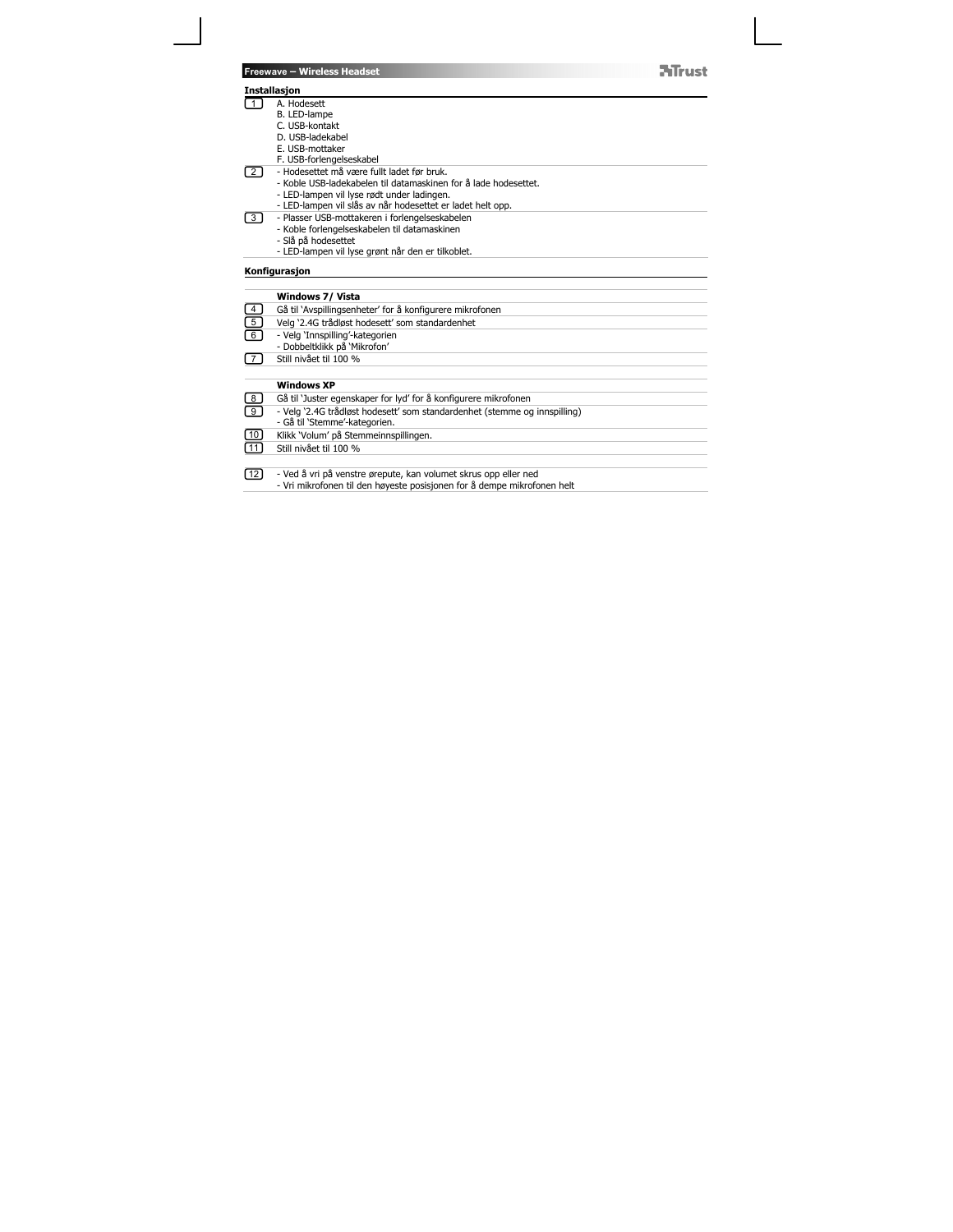## Installasjon

| | |
|---|---|
| 1 | A. Hodesett<br>B. LED-lampe<br>C. USB-kontakt<br>D. USB-ladekabel<br>E. USB-mottaker<br>F. USB-forlengelseskabel |
| 2 | - Hodesettet må være fullt ladet før bruk.<br>- Koble USB-ladekabelen til datamaskinen for å lade hodesettet.<br>- LED-lampen vil lyse rødt under ladingen.<br>- LED-lampen vil slås av når hodesettet er ladet helt opp. |
| 3 | - Plasser USB-mottakeren i forlengelseskabelen<br>- Koble forlengelseskabelen til datamaskinen<br>- Slå på hodesettet<br>- LED-lampen vil lyse grønt når den er tilkoblet. |

## Konfigurasjon

| | |
|---|---|
| | **Windows 7/ Vista** |
| 4 | Gå til 'Avspillingsenheter' for å konfigurere mikrofonen |
| 5 | Velg '2.4G trådløst hodesett' som standardenhet |
| 6 | - Velg 'Innspilling'-kategorien<br>- Dobbeltklikk på 'Mikrofon' |
| 7 | Still nivået til 100 % |
| | |
| | **Windows XP** |
| 8 | Gå til 'Juster egenskaper for lyd' for å konfigurere mikrofonen |
| 9 | - Velg '2.4G trådløst hodesett' som standardenhet (stemme og innspilling)<br>- Gå til 'Stemme'-kategorien. |
| 10 | Klikk 'Volum' på Stemmeinnspillingen. |
| 11 | Still nivået til 100 % |
| | |
| 12 | - Ved å vri på venstre ørepute, kan volumet skrus opp eller ned<br>- Vri mikrofonen til den høyeste posisjonen for å dempe mikrofonen helt |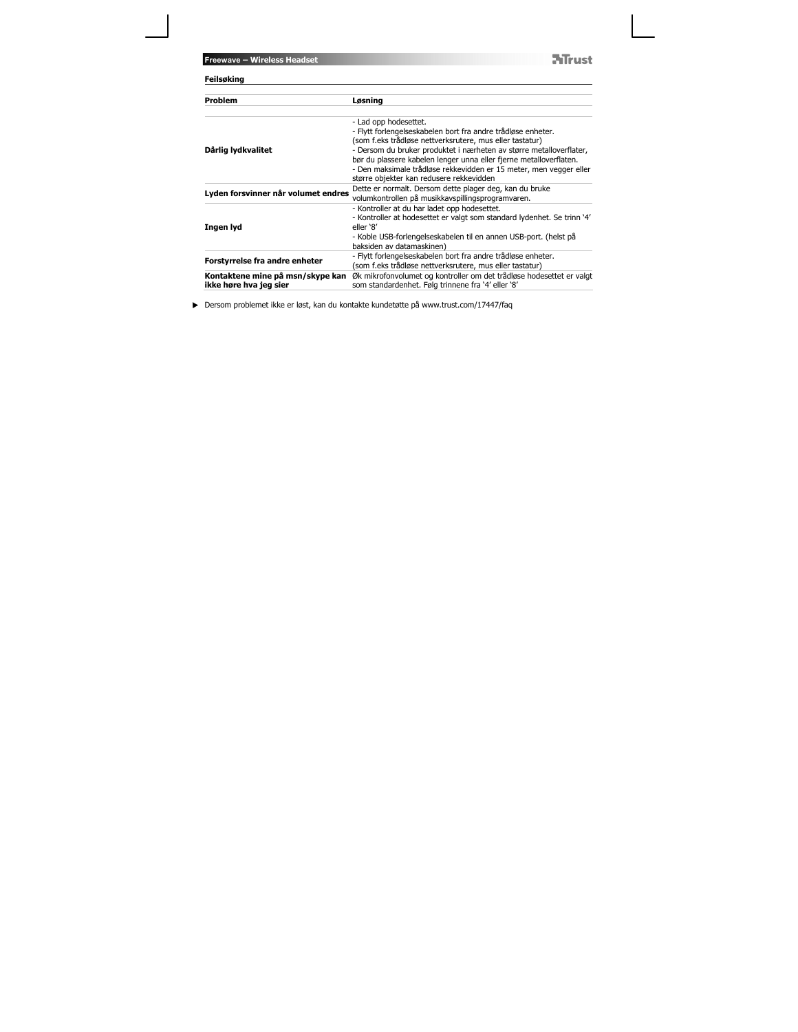## Feilsøking

| Problem | Løsning |
| --- | --- |
| **Dårlig lydkvalitet** | - Lad opp hodesettet.<br>- Flytt forlengelseskabelen bort fra andre trådløse enheter.<br>(som f.eks trådløse nettverksrutere, mus eller tastatur)<br>- Dersom du bruker produktet i nærheten av større metalloverflater, bør du plassere kabelen lenger unna eller fjerne metalloverflaten.<br>- Den maksimale trådløse rekkevidden er 15 meter, men vegger eller større objekter kan redusere rekkevidden |
| **Lyden forsvinner når volumet endres** | Dette er normalt. Dersom dette plager deg, kan du bruke volumkontrollen på musikkavspillingsprogramvaren. |
| **Ingen lyd** | - Kontroller at du har ladet opp hodesettet.<br>- Kontroller at hodesettet er valgt som standard lydenhet. Se trinn '4' eller '8'<br>- Koble USB-forlengelseskabelen til en annen USB-port. (helst på baksiden av datamaskinen) |
| **Forstyrrelse fra andre enheter** | - Flytt forlengelseskabelen bort fra andre trådløse enheter.<br>(som f.eks trådløse nettverksrutere, mus eller tastatur) |
| **Kontaktene mine på msn/skype kan ikke høre hva jeg sier** | Øk mikrofonvolumet og kontroller om det trådløse hodesettet er valgt som standardenhet. Følg trinnene fra '4' eller '8' |

► Dersom problemet ikke er løst, kan du kontakte kundetøtte på www.trust.com/17447/faq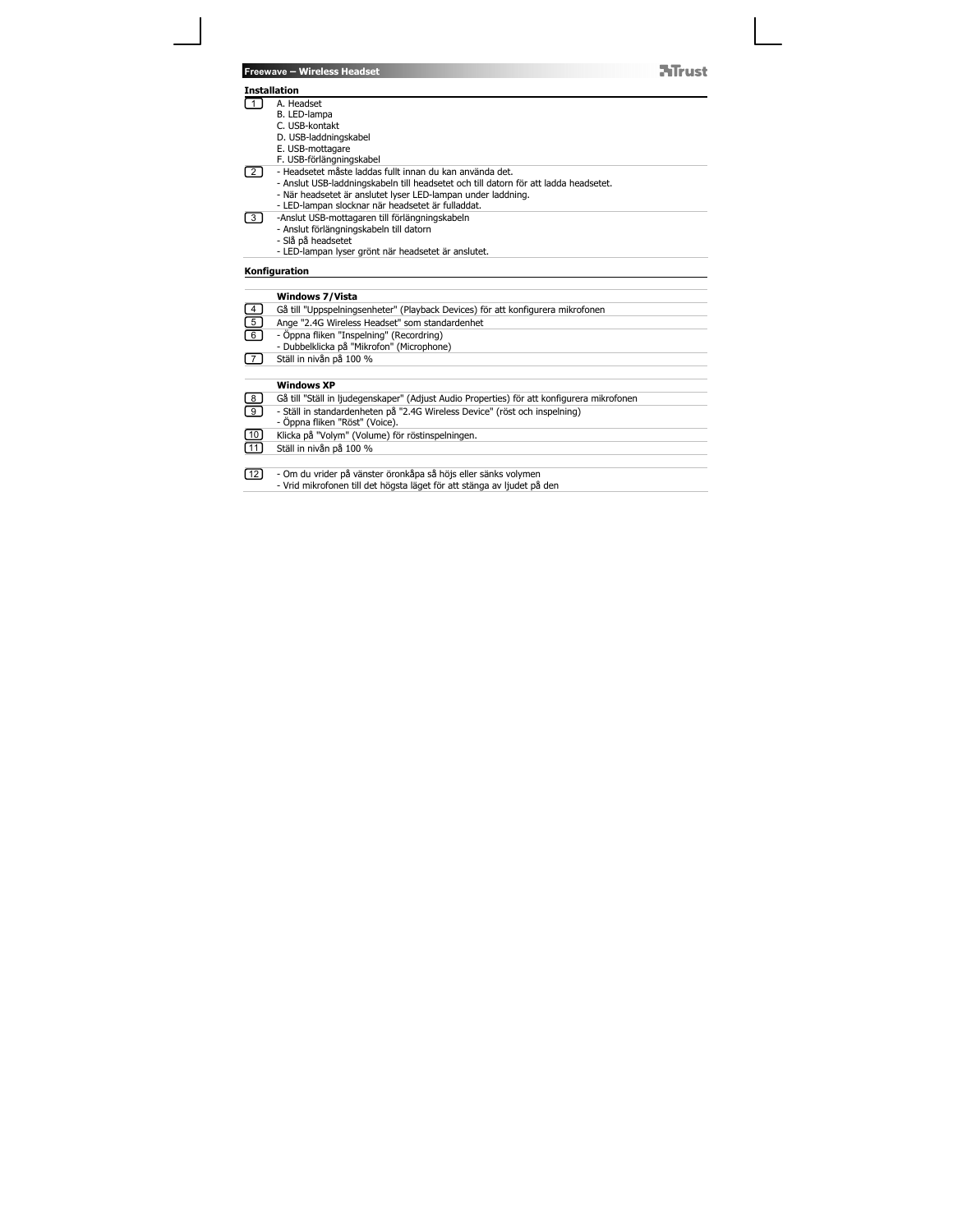**Freewave – Wireless Headset**

## Installation

| | |
|---|---|
| 1 | A. Headset<br>B. LED-lampa<br>C. USB-kontakt<br>D. USB-laddningskabel<br>E. USB-mottagare<br>F. USB-förlängningskabel |
| 2 | - Headsetet måste laddas fullt innan du kan använda det.<br>- Anslut USB-laddningskabeln till headsetet och till datorn för att ladda headsetet.<br>- När headsetet är anslutet lyser LED-lampan under laddning.<br>- LED-lampan slocknar när headsetet är fulladdat. |
| 3 | -Anslut USB-mottagaren till förlängningskabeln<br>- Anslut förlängningskabeln till datorn<br>- Slå på headsetet<br>- LED-lampan lyser grönt när headsetet är anslutet. |

## Konfiguration

| | |
|---|---|
| | **Windows 7/Vista** |
| 4 | Gå till "Uppspelningsenheter" (Playback Devices) för att konfigurera mikrofonen |
| 5 | Ange "2.4G Wireless Headset" som standardenhet |
| 6 | - Öppna fliken "Inspelning" (Recordring)<br>- Dubbelklicka på "Mikrofon" (Microphone) |
| 7 | Ställ in nivån på 100 % |
| | **Windows XP** |
| 8 | Gå till "Ställ in ljudegenskaper" (Adjust Audio Properties) för att konfigurera mikrofonen |
| 9 | - Ställ in standardenheten på "2.4G Wireless Device" (röst och inspelning)<br>- Öppna fliken "Röst" (Voice). |
| 10 | Klicka på "Volym" (Volume) för röstinspelningen. |
| 11 | Ställ in nivån på 100 % |
| 12 | - Om du vrider på vänster öronkåpa så höjs eller sänks volymen<br>- Vrid mikrofonen till det högsta läget för att stänga av ljudet på den |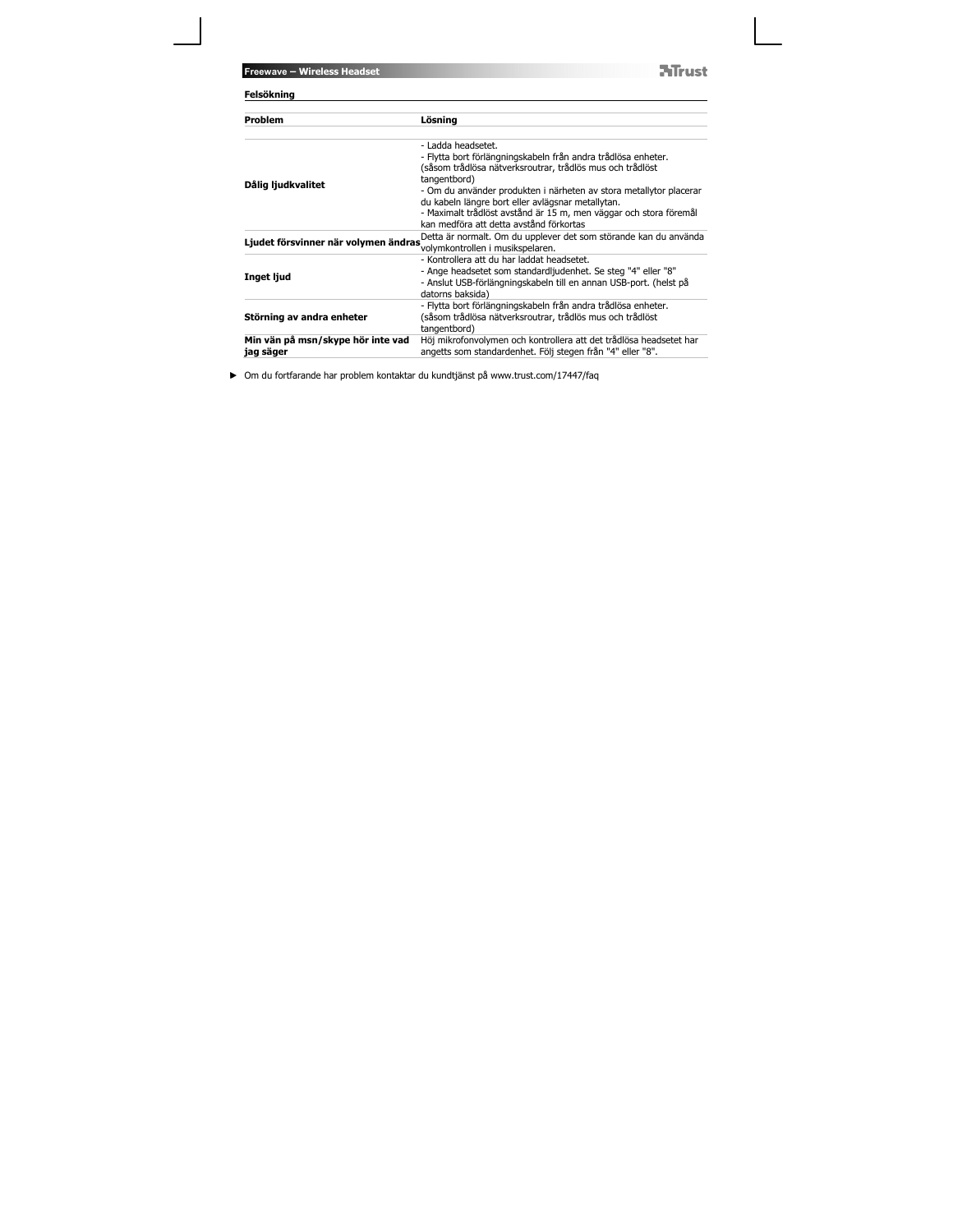## Felsökning

| Problem | Lösning |
| --- | --- |
| **Dålig ljudkvalitet** | - Ladda headsetet.<br>- Flytta bort förlängningskabeln från andra trådlösa enheter. (såsom trådlösa nätverksroutrar, trådlös mus och trådlöst tangentbord)<br>- Om du använder produkten i närheten av stora metallytor placerar du kabeln längre bort eller avlägsnar metallytan.<br>- Maximalt trådlöst avstånd är 15 m, men väggar och stora föremål kan medföra att detta avstånd förkortas |
| **Ljudet försvinner när volymen ändras** | Detta är normalt. Om du upplever det som störande kan du använda volymkontrollen i musikspelaren. |
| **Inget ljud** | - Kontrollera att du har laddat headsetet.<br>- Ange headsetet som standardljudenhet. Se steg "4" eller "8"<br>- Anslut USB-förlängningskabeln till en annan USB-port. (helst på datorns baksida) |
| **Störning av andra enheter** | - Flytta bort förlängningskabeln från andra trådlösa enheter. (såsom trådlösa nätverksroutrar, trådlös mus och trådlöst tangentbord) |
| **Min vän på msn/skype hör inte vad jag säger** | Höj mikrofonvolymen och kontrollera att det trådlösa headsetet har angetts som standardenhet. Följ stegen från "4" eller "8". |

► Om du fortfarande har problem kontaktar du kundtjänst på www.trust.com/17447/faq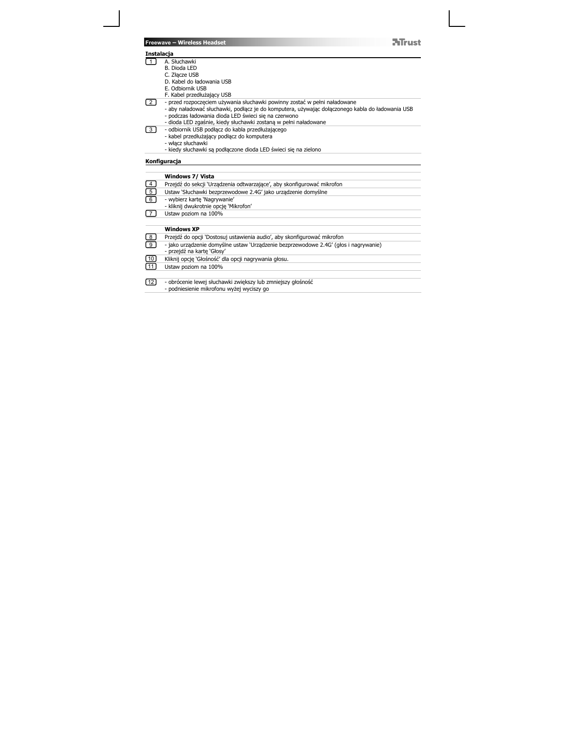## Instalacja

| | |
|---|---|
| 1 | A. Słuchawki<br>B. Dioda LED<br>C. Złącze USB<br>D. Kabel do ładowania USB<br>E. Odbiornik USB<br>F. Kabel przedłużający USB |
| 2 | - przed rozpoczęciem używania słuchawki powinny zostać w pełni naładowane<br>- aby naładować słuchawki, podłącz je do komputera, używając dołączonego kabla do ładowania USB<br>- podczas ładowania dioda LED świeci się na czerwono<br>- dioda LED zgaśnie, kiedy słuchawki zostaną w pełni naładowane |
| 3 | - odbiornik USB podłącz do kabla przedłużającego<br>- kabel przedłużający podłącz do komputera<br>- włącz słuchawki<br>- kiedy słuchawki są podłączone dioda LED świeci się na zielono |

## Konfiguracja

| | |
|---|---|
| | **Windows 7/ Vista** |
| 4 | Przejdź do sekcji 'Urządzenia odtwarzające', aby skonfigurować mikrofon |
| 5 | Ustaw 'Słuchawki bezprzewodowe 2.4G' jako urządzenie domyślne |
| 6 | - wybierz kartę 'Nagrywanie'<br>- kliknij dwukrotnie opcję 'Mikrofon' |
| 7 | Ustaw poziom na 100% |
| | |
| | **Windows XP** |
| 8 | Przejdź do opcji 'Dostosuj ustawienia audio', aby skonfigurować mikrofon |
| 9 | - jako urządzenie domyślne ustaw 'Urządzenie bezprzewodowe 2.4G' (głos i nagrywanie)<br>- przejdź na kartę 'Głosy' |
| 10 | Kliknij opcję 'Głośność' dla opcji nagrywania głosu. |
| 11 | Ustaw poziom na 100% |
| | |
| 12 | - obrócenie lewej słuchawki zwiększy lub zmniejszy głośność<br>- podniesienie mikrofonu wyżej wyciszy go |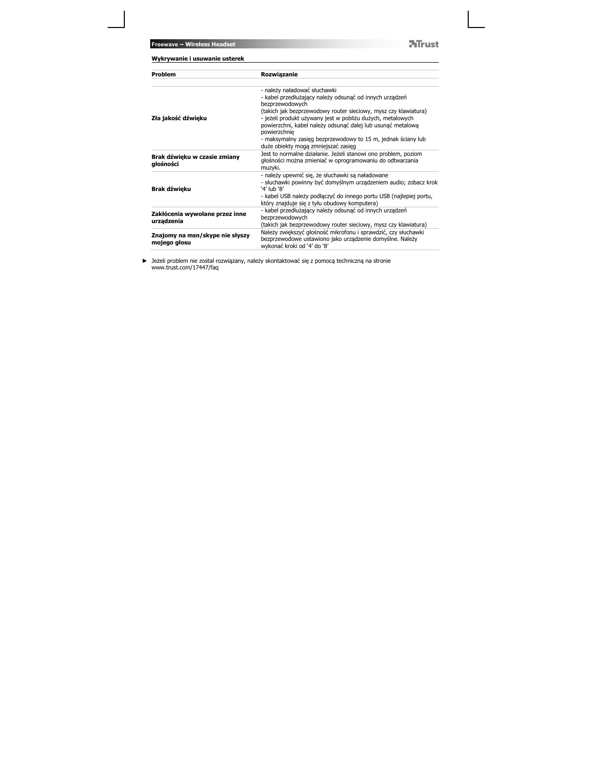## Wykrywanie i usuwanie usterek

| Problem | Rozwiązanie |
|---|---|
| **Zła jakość dźwięku** | - należy naładować słuchawki<br>- kabel przedłużający należy odsunąć od innych urządzeń bezprzewodowych<br>(takich jak bezprzewodowy router sieciowy, mysz czy klawiatura)<br>- jeżeli produkt używany jest w pobliżu dużych, metalowych powierzchni, kabel należy odsunąć dalej lub usunąć metalową powierzchnię<br>- maksymalny zasięg bezprzewodowy to 15 m, jednak ściany lub duże obiekty mogą zmniejszać zasięg |
| **Brak dźwięku w czasie zmiany głośności** | Jest to normalne działanie. Jeżeli stanowi ono problem, poziom głośności można zmieniać w oprogramowaniu do odtwarzania muzyki. |
| **Brak dźwięku** | - należy upewnić się, że słuchawki są naładowane<br>- słuchawki powinny być domyślnym urządzeniem audio; zobacz krok '4' lub '8'<br>- kabel USB należy podłączyć do innego portu USB (najlepiej portu, który znajduje się z tyłu obudowy komputera) |
| **Zakłócenia wywołane przez inne urządzenia** | - kabel przedłużający należy odsunąć od innych urządzeń bezprzewodowych<br>(takich jak bezprzewodowy router sieciowy, mysz czy klawiatura) |
| **Znajomy na msn/skype nie słyszy mojego głosu** | Należy zwiększyć głośność mikrofonu i sprawdzić, czy słuchawki bezprzewodowe ustawiono jako urządzenie domyślne. Należy wykonać kroki od '4' do '8' |

► Jeżeli problem nie został rozwiązany, należy skontaktować się z pomocą techniczną na stronie www.trust.com/17447/faq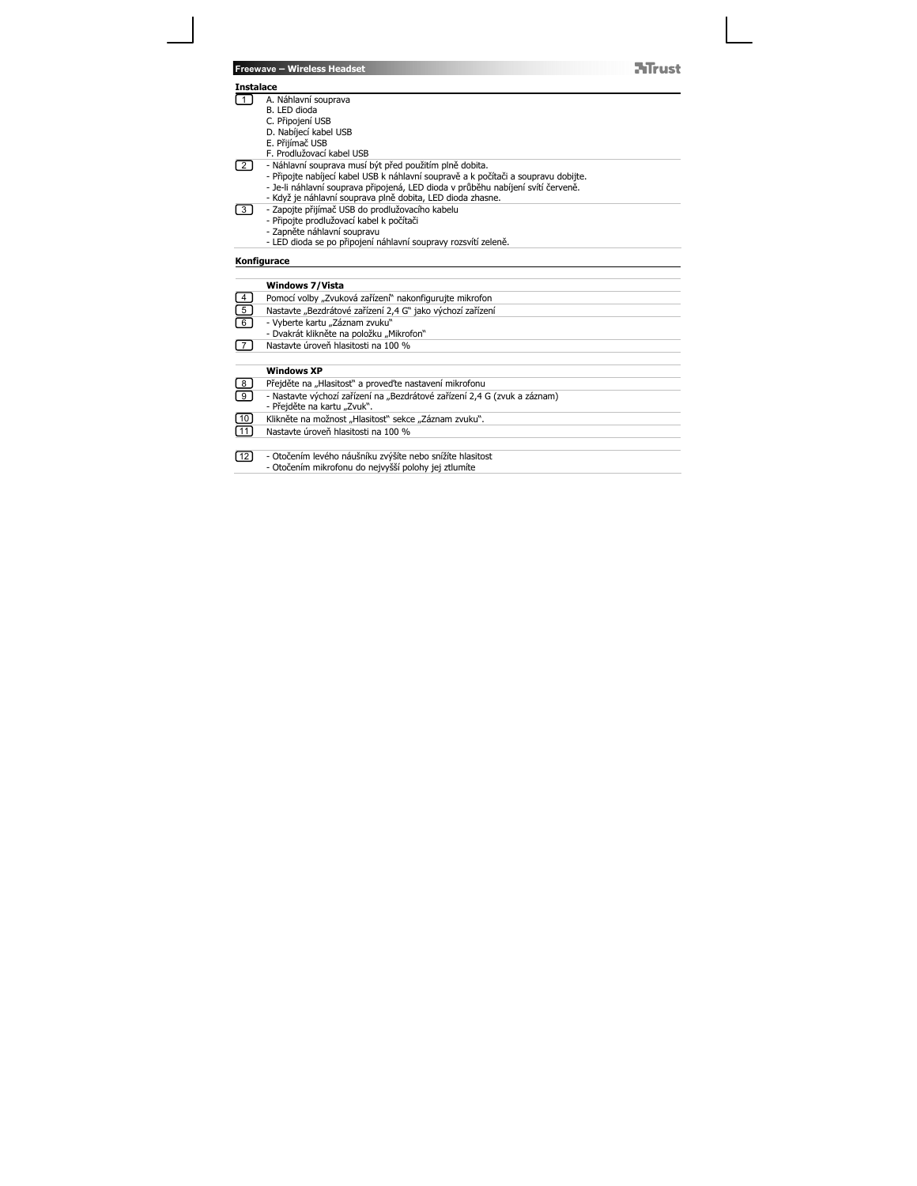## Instalace

| | |
|---|---|
| 1 | A. Náhlavní souprava<br>B. LED dioda<br>C. Připojení USB<br>D. Nabíjecí kabel USB<br>E. Přijímač USB<br>F. Prodlužovací kabel USB |
| 2 | - Náhlavní souprava musí být před použitím plně dobita.<br>- Připojte nabíjecí kabel USB k náhlavní soupravě a k počítači a soupravu dobijte.<br>- Je-li náhlavní souprava připojená, LED dioda v průběhu nabíjení svítí červeně.<br>- Když je náhlavní souprava plně dobita, LED dioda zhasne. |
| 3 | - Zapojte přijímač USB do prodlužovacího kabelu<br>- Připojte prodlužovací kabel k počítači<br>- Zapněte náhlavní soupravu<br>- LED dioda se po připojení náhlavní soupravy rozsvítí zeleně. |

## Konfigurace

| | |
|---|---|
| | **Windows 7/Vista** |
| 4 | Pomocí volby „Zvuková zařízení" nakonfigurujte mikrofon |
| 5 | Nastavte „Bezdrátové zařízení 2,4 G" jako výchozí zařízení |
| 6 | - Vyberte kartu „Záznam zvuku"<br>- Dvakrát klikněte na položku „Mikrofon" |
| 7 | Nastavte úroveň hlasitosti na 100 % |
| | **Windows XP** |
| 8 | Přejděte na „Hlasitost" a proveďte nastavení mikrofonu |
| 9 | - Nastavte výchozí zařízení na „Bezdrátové zařízení 2,4 G (zvuk a záznam)<br>- Přejděte na kartu „Zvuk". |
| 10 | Klikněte na možnost „Hlasitost" sekce „Záznam zvuku". |
| 11 | Nastavte úroveň hlasitosti na 100 % |
| 12 | - Otočením levého náušníku zvýšíte nebo snížíte hlasitost<br>- Otočením mikrofonu do nejvyšší polohy jej ztlumíte |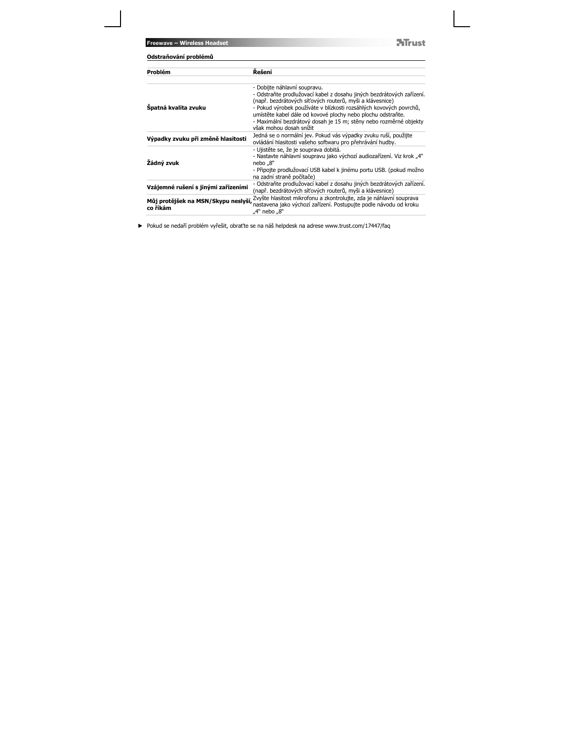## Odstraňování problémů

| Problém | Řešení |
|---|---|
| **Špatná kvalita zvuku** | - Dobijte náhlavní soupravu.<br>- Odstraňte prodlužovací kabel z dosahu jiných bezdrátových zařízení. (např. bezdrátových síťových routerů, myši a klávesnice)<br>- Pokud výrobek používáte v blízkosti rozsáhlých kovových povrchů, umístěte kabel dále od kovové plochy nebo plochu odstraňte.<br>- Maximální bezdrátový dosah je 15 m; stěny nebo rozměrné objekty však mohou dosah snížit |
| **Výpadky zvuku při změně hlasitosti** | Jedná se o normální jev. Pokud vás výpadky zvuku ruší, použijte ovládání hlasitosti vašeho softwaru pro přehrávání hudby. |
| **Žádný zvuk** | - Ujistěte se, že je souprava dobitá.<br>- Nastavte náhlavní soupravu jako výchozí audiozařízení. Viz krok „4" nebo „8"<br>- Připojte prodlužovací USB kabel k jinému portu USB. (pokud možno na zadní straně počítače) |
| **Vzájemné rušení s jinými zařízeními** | - Odstraňte prodlužovací kabel z dosahu jiných bezdrátových zařízení. (např. bezdrátových síťových routerů, myši a klávesnice) |
| **Můj protějšek na MSN/Skypu neslyší, co říkám** | Zvyšte hlasitost mikrofonu a zkontrolujte, zda je náhlavní souprava nastavena jako výchozí zařízení. Postupujte podle návodu od kroku „4" nebo „8" |

► Pokud se nedaří problém vyřešit, obraťte se na náš helpdesk na adrese www.trust.com/17447/faq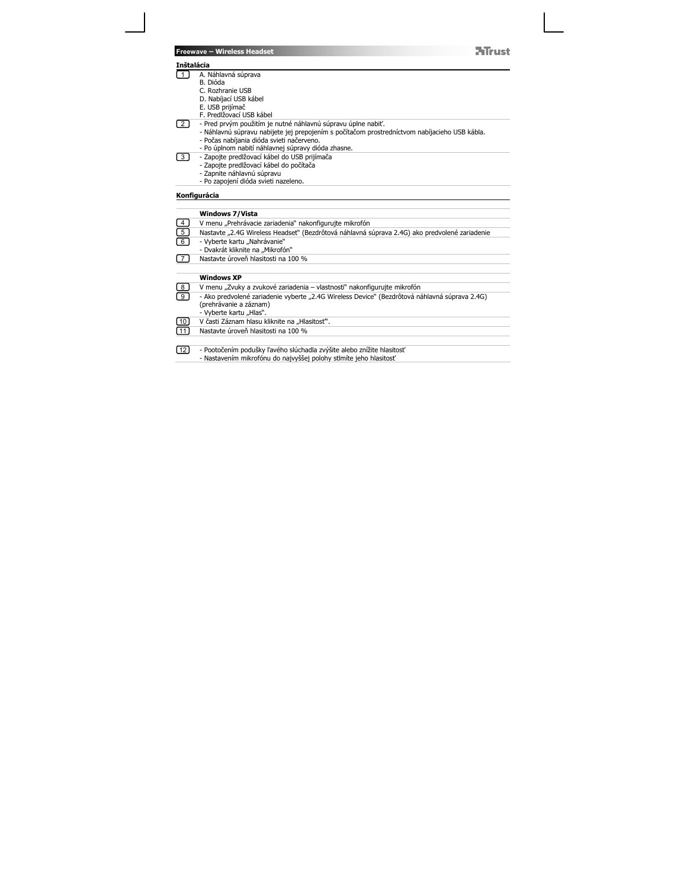## Inštalácia

| | |
|---|---|
| 1 | A. Náhlavná súprava<br>B. Dióda<br>C. Rozhranie USB<br>D. Nabíjací USB kábel<br>E. USB prijímač<br>F. Predlžovací USB kábel |
| 2 | - Pred prvým použitím je nutné náhlavnú súpravu úplne nabiť.<br>- Náhlavnú súpravu nabijete jej prepojením s počítačom prostredníctvom nabíjacieho USB kábla.<br>- Počas nabíjania dióda svieti načerveno.<br>- Po úplnom nabití náhlavnej súpravy dióda zhasne. |
| 3 | - Zapojte predlžovací kábel do USB prijímača<br>- Zapojte predlžovací kábel do počítača<br>- Zapnite náhlavnú súpravu<br>- Po zapojení dióda svieti nazeleno. |

## Konfigurácia

| | |
|---|---|
| | **Windows 7/Vista** |
| 4 | V menu „Prehrávacie zariadenia" nakonfigurujte mikrofón |
| 5 | Nastavte „2.4G Wireless Headset" (Bezdrôtová náhlavná súprava 2.4G) ako predvolené zariadenie |
| 6 | - Vyberte kartu „Nahrávanie"<br>- Dvakrát kliknite na „Mikrofón" |
| 7 | Nastavte úroveň hlasitosti na 100 % |
| | **Windows XP** |
| 8 | V menu „Zvuky a zvukové zariadenia – vlastnosti" nakonfigurujte mikrofón |
| 9 | - Ako predvolené zariadenie vyberte „2.4G Wireless Device" (Bezdrôtová náhlavná súprava 2.4G) (prehrávanie a záznam)<br>- Vyberte kartu „Hlas". |
| 10 | V časti Záznam hlasu kliknite na „Hlasitosť". |
| 11 | Nastavte úroveň hlasitosti na 100 % |
| 12 | - Pootočením podušky ľavého slúchadla zvýšite alebo znížite hlasitosť<br>- Nastavením mikrofónu do najvyššej polohy stlmíte jeho hlasitosť |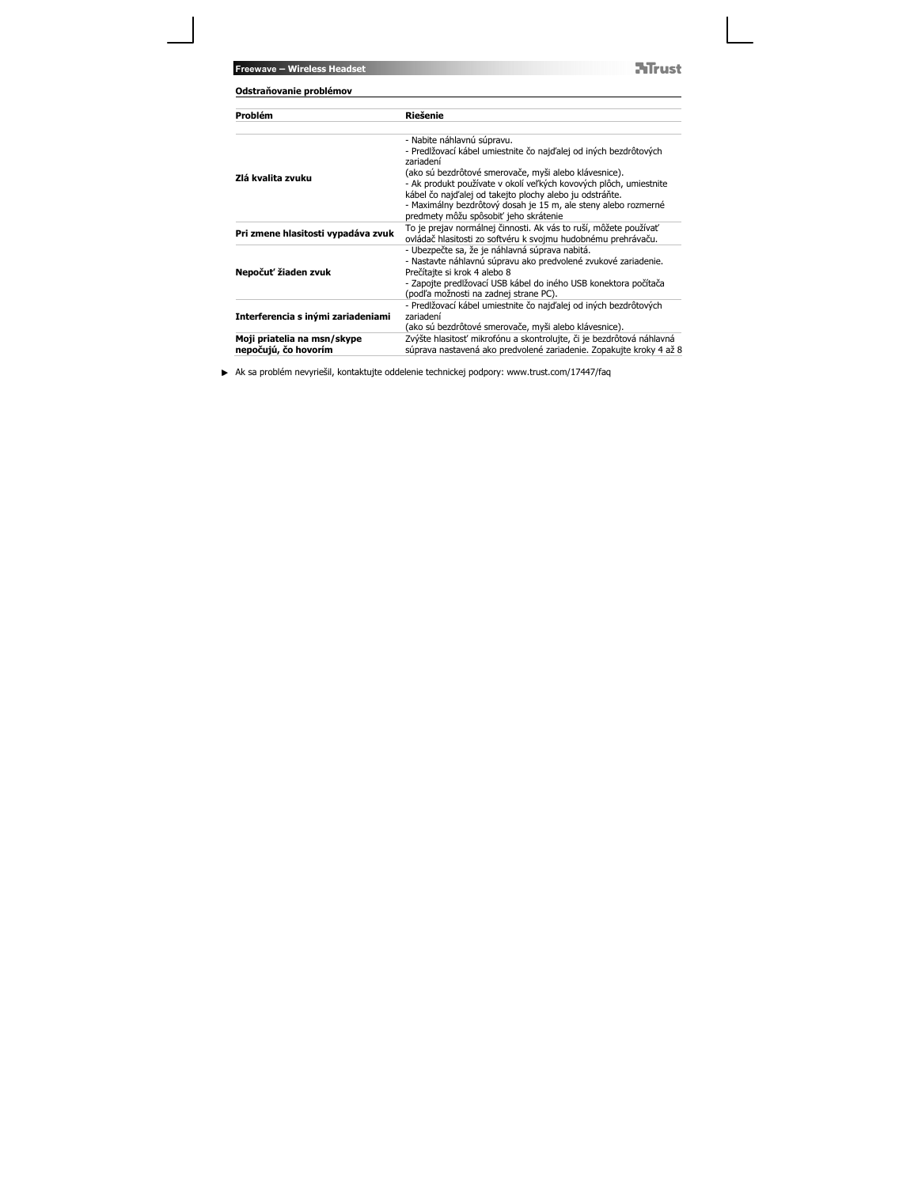## Odstraňovanie problémov

| Problém | Riešenie |
| --- | --- |
| **Zlá kvalita zvuku** | - Nabite náhlavnú súpravu.<br>- Predlžovací kábel umiestnite čo najďalej od iných bezdrôtových zariadení<br>(ako sú bezdrôtové smerovače, myši alebo klávesnice).<br>- Ak produkt používate v okolí veľkých kovových plôch, umiestnite kábel čo najďalej od takejto plochy alebo ju odstráňte.<br>- Maximálny bezdrôtový dosah je 15 m, ale steny alebo rozmerné predmety môžu spôsobiť jeho skrátenie |
| **Pri zmene hlasitosti vypadáva zvuk** | To je prejav normálnej činnosti. Ak vás to ruší, môžete používať ovládač hlasitosti zo softvéru k svojmu hudobnému prehrávaču. |
| **Nepočuť žiaden zvuk** | - Ubezpečte sa, že je náhlavná súprava nabitá.<br>- Nastavte náhlavnú súpravu ako predvolené zvukové zariadenie. Prečítajte si krok 4 alebo 8<br>- Zapojte predlžovací USB kábel do iného USB konektora počítača (podľa možnosti na zadnej strane PC). |
| **Interferencia s inými zariadeniami** | - Predlžovací kábel umiestnite čo najďalej od iných bezdrôtových zariadení<br>(ako sú bezdrôtové smerovače, myši alebo klávesnice). |
| **Moji priatelia na msn/skype nepočujú, čo hovorím** | Zvýšte hlasitosť mikrofónu a skontrolujte, či je bezdrôtová náhlavná súprava nastavená ako predvolené zariadenie. Zopakujte kroky 4 až 8 |

► Ak sa problém nevyriešil, kontaktujte oddelenie technickej podpory: www.trust.com/17447/faq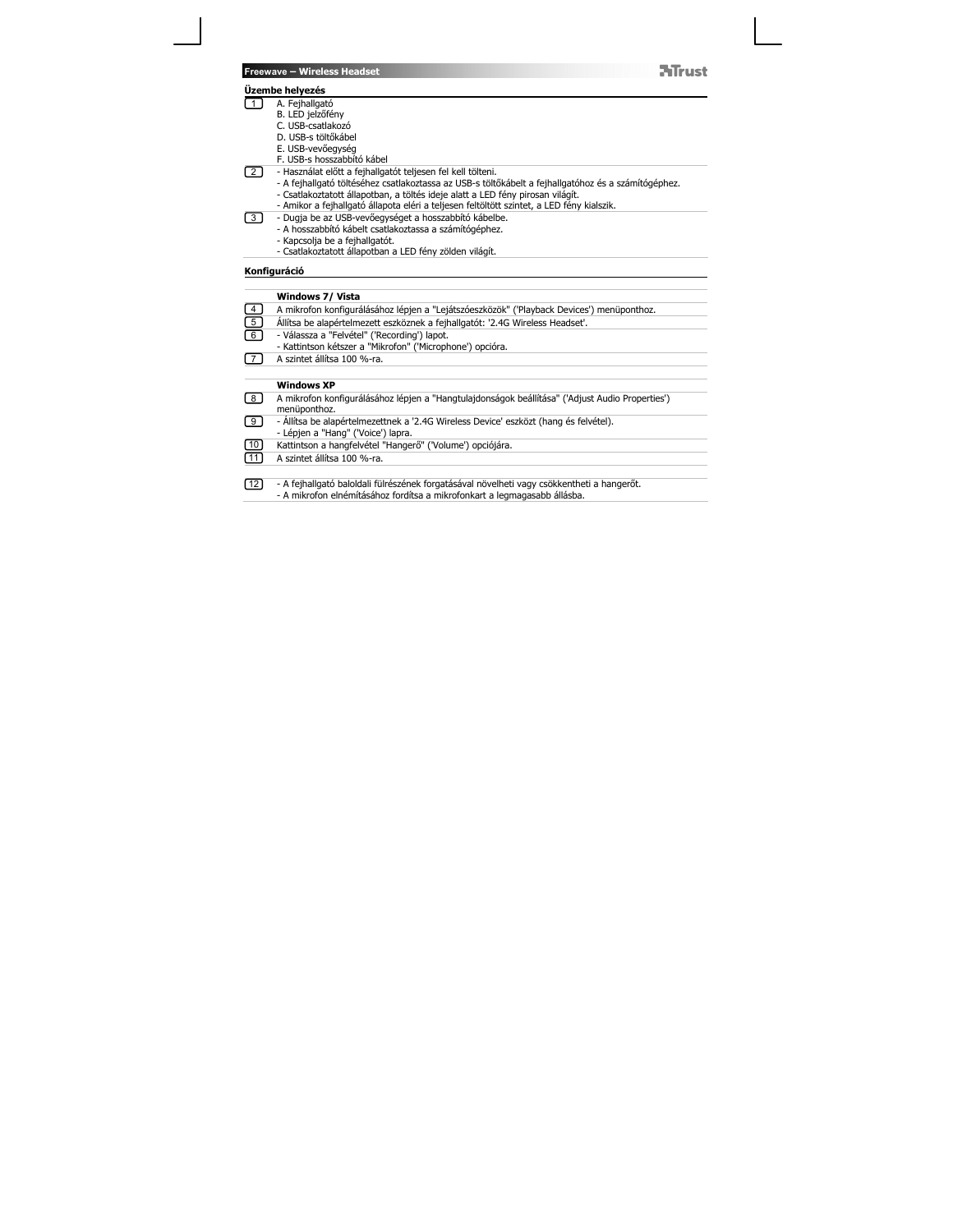## Üzembe helyezés

| | |
|---|---|
| 1 | A. Fejhallgató<br>B. LED jelzőfény<br>C. USB-csatlakozó<br>D. USB-s töltőkábel<br>E. USB-vevőegység<br>F. USB-s hosszabbító kábel |
| 2 | - Használat előtt a fejhallgatót teljesen fel kell tölteni.<br>- A fejhallgató töltéséhez csatlakoztassa az USB-s töltőkábelt a fejhallgatóhoz és a számítógéphez.<br>- Csatlakoztatott állapotban, a töltés ideje alatt a LED fény pirosan világít.<br>- Amikor a fejhallgató állapota eléri a teljesen feltöltött szintet, a LED fény kialszik. |
| 3 | - Dugja be az USB-vevőegységet a hosszabbító kábelbe.<br>- A hosszabbító kábelt csatlakoztassa a számítógéphez.<br>- Kapcsolja be a fejhallgatót.<br>- Csatlakoztatott állapotban a LED fény zölden világít. |

## Konfiguráció

| | |
|---|---|
| | **Windows 7/ Vista** |
| 4 | A mikrofon konfigurálásához lépjen a "Lejátszóeszközök" ('Playback Devices') menüponthoz. |
| 5 | Állítsa be alapértelmezett eszköznek a fejhallgatót: '2.4G Wireless Headset'. |
| 6 | - Válassza a "Felvétel" ('Recording') lapot.<br>- Kattintson kétszer a "Mikrofon" ('Microphone') opcióra. |
| 7 | A szintet állítsa 100 %-ra. |
| | |
| | **Windows XP** |
| 8 | A mikrofon konfigurálásához lépjen a "Hangtulajdonságok beállítása" ('Adjust Audio Properties') menüponthoz. |
| 9 | - Állítsa be alapértelmezettnek a '2.4G Wireless Device' eszközt (hang és felvétel).<br>- Lépjen a "Hang" ('Voice') lapra. |
| 10 | Kattintson a hangfelvétel "Hangerő" ('Volume') opciójára. |
| 11 | A szintet állítsa 100 %-ra. |
| | |
| 12 | - A fejhallgató baloldali fülrészének forgatásával növelheti vagy csökkentheti a hangerőt.<br>- A mikrofon elnémításához fordítsa a mikrofonkart a legmagasabb állásba. |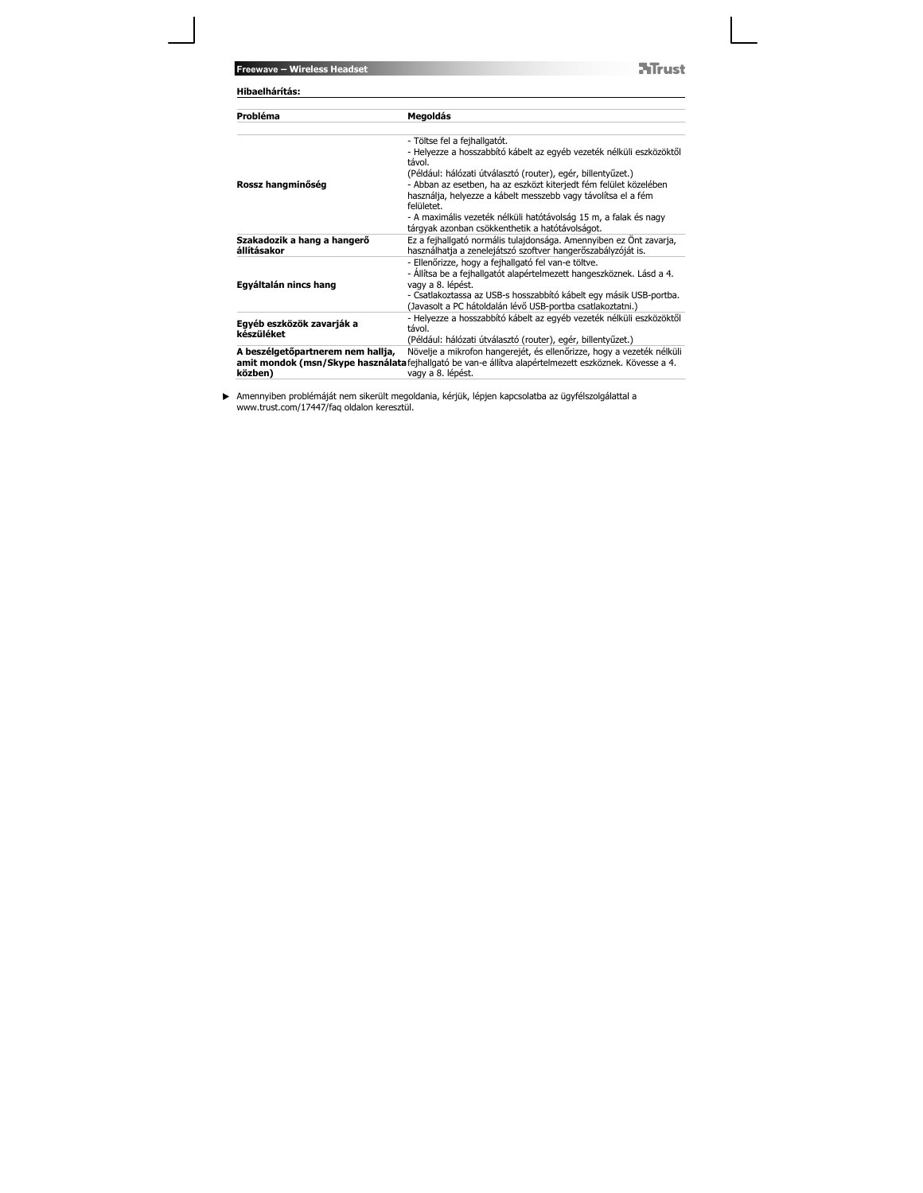**Hibaelhárítás:**

| Probléma | Megoldás |
|---|---|
| **Rossz hangminőség** | - Töltse fel a fejhallgatót.<br>- Helyezze a hosszabbító kábelt az egyéb vezeték nélküli eszközöktől távol.<br>(Például: hálózati útválasztó (router), egér, billentyűzet.)<br>- Abban az esetben, ha az eszközt kiterjedt fém felület közelében használja, helyezze a kábelt messzebb vagy távolítsa el a fém felületet.<br>- A maximális vezeték nélküli hatótávolság 15 m, a falak és nagy tárgyak azonban csökkenthetik a hatótávolságot. |
| **Szakadozik a hang a hangerő állításakor** | Ez a fejhallgató normális tulajdonsága. Amennyiben ez Önt zavarja, használhatja a zenelejátszó szoftver hangerőszabályzóját is. |
| **Egyáltalán nincs hang** | - Ellenőrizze, hogy a fejhallgató fel van-e töltve.<br>- Állítsa be a fejhallgatót alapértelmezett hangeszköznek. Lásd a 4. vagy a 8. lépést.<br>- Csatlakoztassa az USB-s hosszabbító kábelt egy másik USB-portba. (Javasolt a PC hátoldalán lévő USB-portba csatlakoztatni.) |
| **Egyéb eszközök zavarják a készüléket** | - Helyezze a hosszabbító kábelt az egyéb vezeték nélküli eszközöktől távol.<br>(Például: hálózati útválasztó (router), egér, billentyűzet.) |
| **A beszélgetőpartnerem nem hallja, amit mondok (msn/Skype használata közben)** | Növelje a mikrofon hangerejét, és ellenőrizze, hogy a vezeték nélküli fejhallgató be van-e állítva alapértelmezett eszköznek. Kövesse a 4. vagy a 8. lépést. |

▶ Amennyiben problémáját nem sikerült megoldania, kérjük, lépjen kapcsolatba az ügyfélszolgálattal a www.trust.com/17447/faq oldalon keresztül.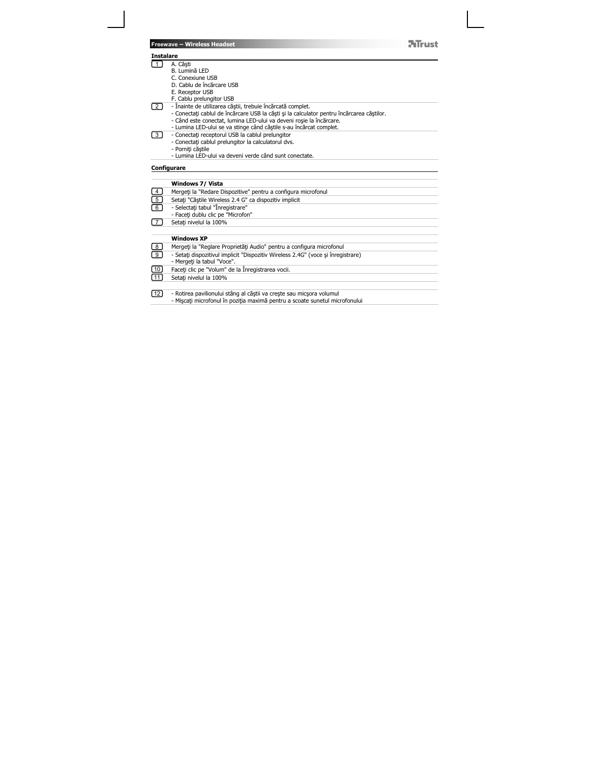## Instalare

| | |
|---|---|
| 1 | A. Căşti<br>B. Lumină LED<br>C. Conexiune USB<br>D. Cablu de încărcare USB<br>E. Receptor USB<br>F. Cablu prelungitor USB |
| 2 | - Înainte de utilizarea căştii, trebuie încărcată complet.<br>- Conectaţi cablul de încărcare USB la căşti şi la calculator pentru încărcarea căştilor.<br>- Când este conectat, lumina LED-ului va deveni roşie la încărcare.<br>- Lumina LED-ului se va stinge când căştile s-au încărcat complet. |
| 3 | - Conectaţi receptorul USB la cablul prelungitor<br>- Conectaţi cablul prelungitor la calculatorul dvs.<br>- Porniţi căştile<br>- Lumina LED-ului va deveni verde când sunt conectate. |

## Configurare

| | |
|---|---|
| | **Windows 7/ Vista** |
| 4 | Mergeţi la "Redare Dispozitive" pentru a configura microfonul |
| 5 | Setaţi "Căştile Wireless 2.4 G" ca dispozitiv implicit |
| 6 | - Selectaţi tabul "Înregistrare"<br>- Faceţi dublu clic pe "Microfon" |
| 7 | Setaţi nivelul la 100% |
| | **Windows XP** |
| 8 | Mergeţi la "Reglare Proprietăţi Audio" pentru a configura microfonul |
| 9 | - Setaţi dispozitivul implicit "Dispozitiv Wireless 2.4G" (voce şi înregistrare)<br>- Mergeţi la tabul "Voce". |
| 10 | Faceţi clic pe "Volum" de la Înregistrarea vocii. |
| 11 | Setaţi nivelul la 100% |
| 12 | - Rotirea pavilionului stâng al căştii va creşte sau micşora volumul<br>- Mişcaţi microfonul în poziţia maximă pentru a scoate sunetul microfonului |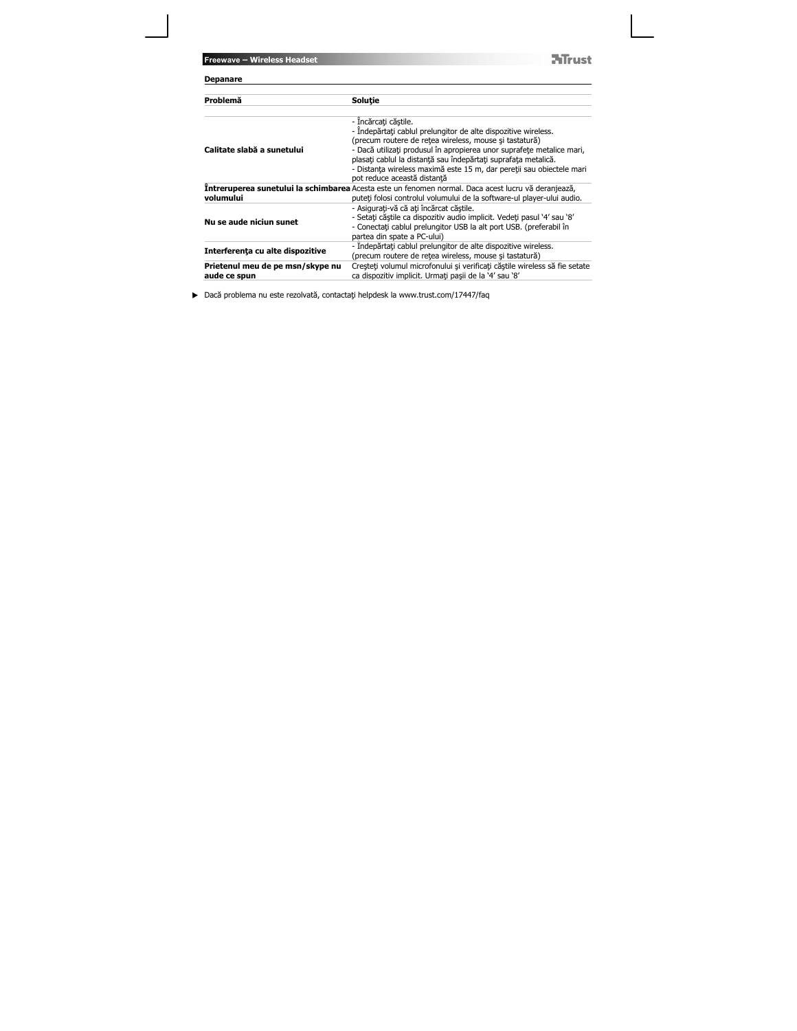## Depanare

| Problemă | Soluţie |
|---|---|
| **Calitate slabă a sunetului** | - Încărcaţi căştile.<br>- Îndepărtaţi cablul prelungitor de alte dispozitive wireless. (precum routere de reţea wireless, mouse şi tastatură)<br>- Dacă utilizaţi produsul în apropierea unor suprafeţe metalice mari, plasaţi cablul la distanţă sau îndepărtaţi suprafaţa metalică.<br>- Distanţa wireless maximă este 15 m, dar pereţii sau obiectele mari pot reduce această distanţă |
| **Întreruperea sunetului la schimbarea volumului** | Acesta este un fenomen normal. Daca acest lucru vă deranjează, puteţi folosi controlul volumului de la software-ul player-ului audio. |
| **Nu se aude niciun sunet** | - Asiguraţi-vă că aţi încărcat căştile.<br>- Setaţi căştile ca dispozitiv audio implicit. Vedeţi pasul '4' sau '8'<br>- Conectaţi cablul prelungitor USB la alt port USB. (preferabil în partea din spate a PC-ului) |
| **Interferenţa cu alte dispozitive** | - Îndepărtaţi cablul prelungitor de alte dispozitive wireless. (precum routere de reţea wireless, mouse şi tastatură) |
| **Prietenul meu de pe msn/skype nu aude ce spun** | Creşteţi volumul microfonului şi verificaţi căştile wireless să fie setate ca dispozitiv implicit. Urmaţi paşii de la '4' sau '8' |

► Dacă problema nu este rezolvată, contactaţi helpdesk la www.trust.com/17447/faq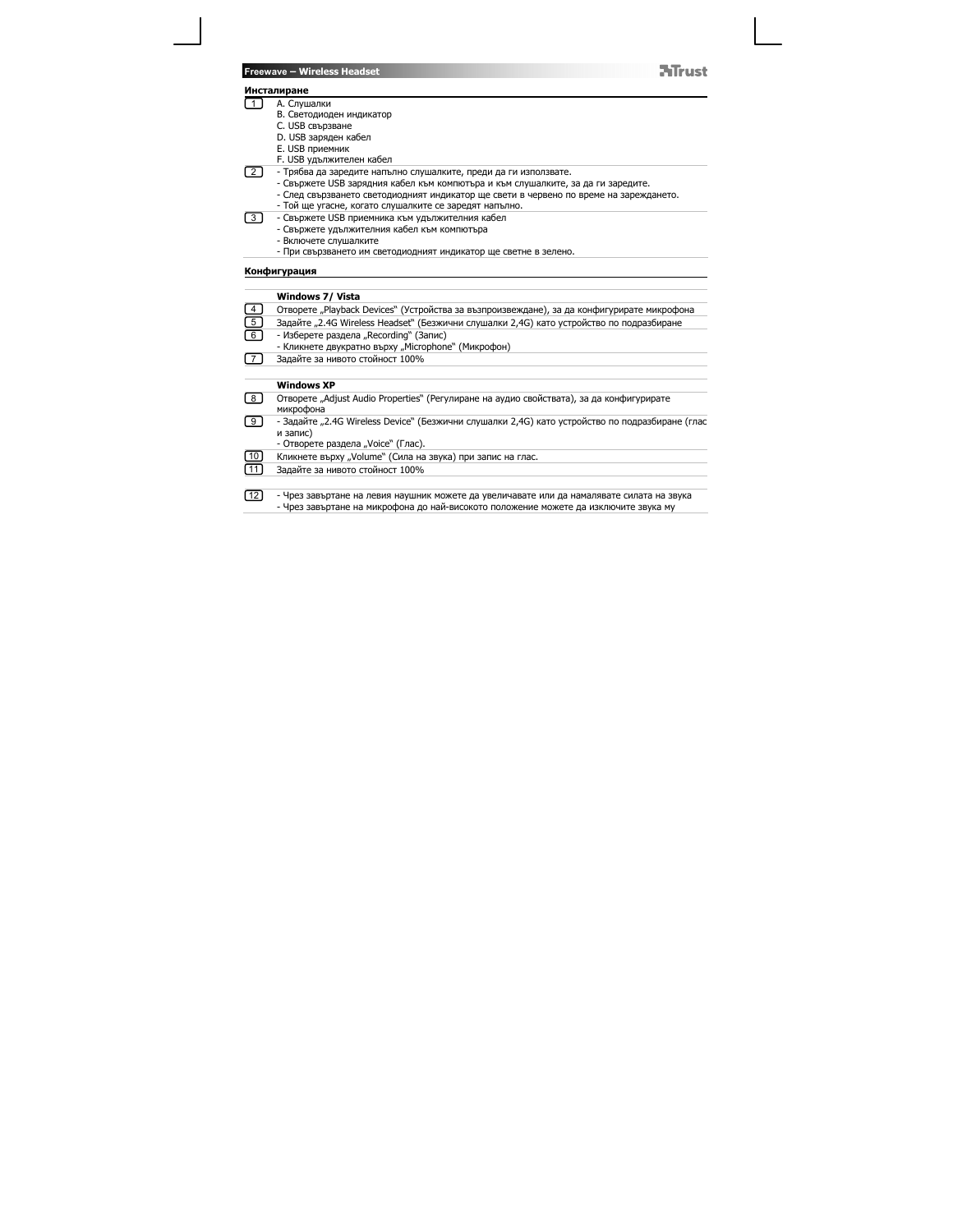## Инсталиране

| | |
|---|---|
| 1 | A. Слушалки<br>B. Светодиоден индикатор<br>C. USB свързване<br>D. USB заряден кабел<br>E. USB приемник<br>F. USB удължителен кабел |
| 2 | - Трябва да заредите напълно слушалките, преди да ги използвате.<br>- Свържете USB зарядния кабел към компютъра и към слушалките, за да ги заредите.<br>- След свързването светодиодният индикатор ще свети в червено по време на зареждането.<br>- Той ще угасне, когато слушалките се заредят напълно. |
| 3 | - Свържете USB приемника към удължителния кабел<br>- Свържете удължителния кабел към компютъра<br>- Включете слушалките<br>- При свързването им светодиодният индикатор ще светне в зелено. |

## Конфигурация

| | |
|---|---|
| | **Windows 7/ Vista** |
| 4 | Отворете „Playback Devices" (Устройства за възпроизвеждане), за да конфигурирате микрофона |
| 5 | Задайте „2.4G Wireless Headset" (Безжични слушалки 2,4G) като устройство по подразбиране |
| 6 | - Изберете раздела „Recording" (Запис)<br>- Кликнете двукратно върху „Microphone" (Микрофон) |
| 7 | Задайте за нивото стойност 100% |
| | |
| | **Windows XP** |
| 8 | Отворете „Adjust Audio Properties" (Регулиране на аудио свойствата), за да конфигурирате микрофона |
| 9 | - Задайте „2.4G Wireless Device" (Безжични слушалки 2,4G) като устройство по подразбиране (глас и запис)<br>- Отворете раздела „Voice" (Глас). |
| 10 | Кликнете върху „Volume" (Сила на звука) при запис на глас. |
| 11 | Задайте за нивото стойност 100% |
| | |
| 12 | - Чрез завъртане на левия наушник можете да увеличавате или да намалявате силата на звука<br>- Чрез завъртане на микрофона до най-високото положение можете да изключите звука му |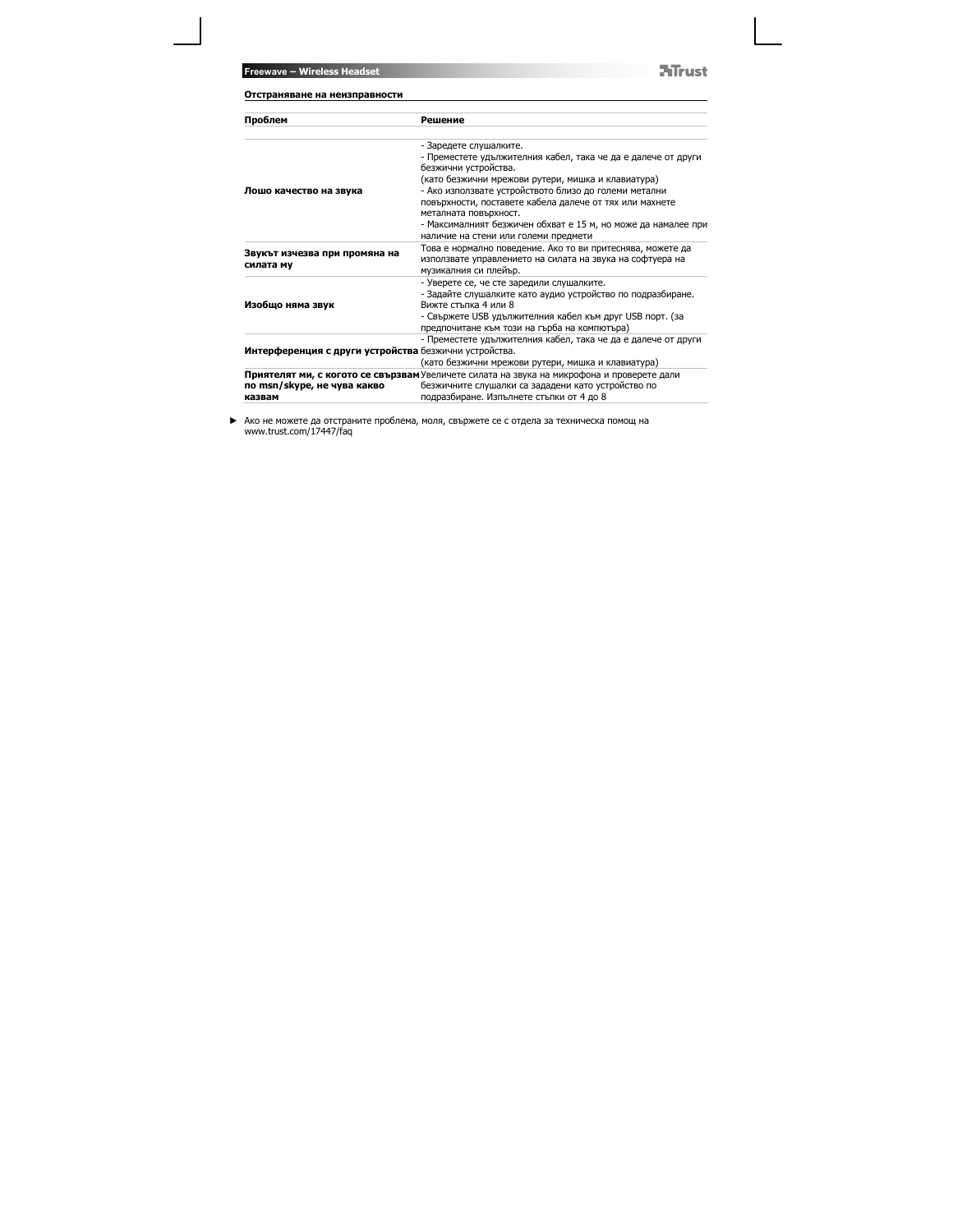## Отстраняване на неизправности

| Проблем | Решение |
| --- | --- |
| **Лошо качество на звука** | - Заредете слушалките.<br>- Преместете удължителния кабел, така че да е далече от други безжични устройства.<br>(като безжични мрежови рутери, мишка и клавиатура)<br>- Ако използвате устройството близо до големи метални повърхности, поставете кабела далече от тях или махнете металната повърхност.<br>- Максималният безжичен обхват е 15 м, но може да намалее при наличие на стени или големи предмети |
| **Звукът изчезва при промяна на силата му** | Това е нормално поведение. Ако то ви притеснява, можете да използвате управлението на силата на звука на софтуера на музикалния си плейър. |
| **Изобщо няма звук** | - Уверете се, че сте заредили слушалките.<br>- Задайте слушалките като аудио устройство по подразбиране. Вижте стъпка 4 или 8<br>- Свържете USB удължителния кабел към друг USB порт. (за предпочитане към този на гърба на компютъра) |
| **Интерференция с други устройства** | - Преместете удължителния кабел, така че да е далече от други безжични устройства.<br>(като безжични мрежови рутери, мишка и клавиатура) |
| **Приятелят ми, с когото се свързвам по msn/skype, не чува какво казвам** | Увеличете силата на звука на микрофона и проверете дали безжичните слушалки са зададени като устройство по подразбиране. Изпълнете стъпки от 4 до 8 |

► Ако не можете да отстраните проблема, моля, свържете се с отдела за техническа помощ на www.trust.com/17447/faq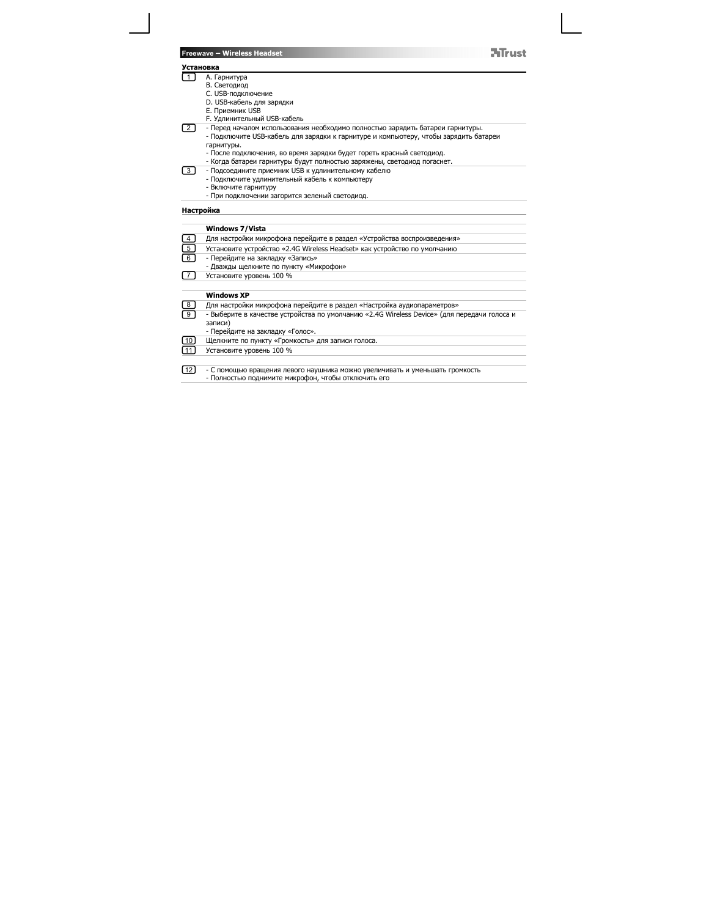## Установка

| | |
|---|---|
| 1 | A. Гарнитура<br>B. Светодиод<br>C. USB-подключение<br>D. USB-кабель для зарядки<br>E. Приемник USB<br>F. Удлинительный USB-кабель |
| 2 | - Перед началом использования необходимо полностью зарядить батареи гарнитуры.<br>- Подключите USB-кабель для зарядки к гарнитуре и компьютеру, чтобы зарядить батареи гарнитуры.<br>- После подключения, во время зарядки будет гореть красный светодиод.<br>- Когда батареи гарнитуры будут полностью заряжены, светодиод погаснет. |
| 3 | - Подсоедините приемник USB к удлинительному кабелю<br>- Подключите удлинительный кабель к компьютеру<br>- Включите гарнитуру<br>- При подключении загорится зеленый светодиод. |

## Настройка

| | |
|---|---|
| | **Windows 7/Vista** |
| 4 | Для настройки микрофона перейдите в раздел «Устройства воспроизведения» |
| 5 | Установите устройство «2.4G Wireless Headset» как устройство по умолчанию |
| 6 | - Перейдите на закладку «Запись»<br>- Дважды щелкните по пункту «Микрофон» |
| 7 | Установите уровень 100 % |

| | |
|---|---|
| | **Windows XP** |
| 8 | Для настройки микрофона перейдите в раздел «Настройка аудиопараметров» |
| 9 | - Выберите в качестве устройства по умолчанию «2.4G Wireless Device» (для передачи голоса и записи)<br>- Перейдите на закладку «Голос». |
| 10 | Щелкните по пункту «Громкость» для записи голоса. |
| 11 | Установите уровень 100 % |

| | |
|---|---|
| 12 | - С помощью вращения левого наушника можно увеличивать и уменьшать громкость<br>- Полностью поднимите микрофон, чтобы отключить его |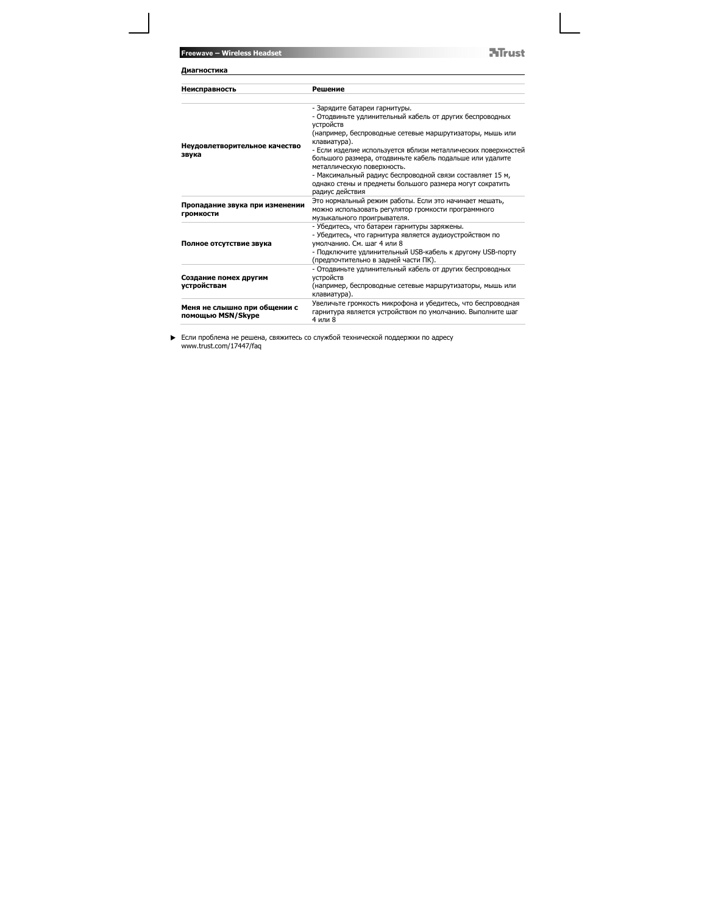## Диагностика

| Неисправность | Решение |
|---|---|
| Неудовлетворительное качество звука | - Зарядите батареи гарнитуры.<br>- Отодвиньте удлинительный кабель от других беспроводных устройств<br>(например, беспроводные сетевые маршрутизаторы, мышь или клавиатура).<br>- Если изделие используется вблизи металлических поверхностей большого размера, отодвиньте кабель подальше или удалите металлическую поверхность.<br>- Максимальный радиус беспроводной связи составляет 15 м, однако стены и предметы большого размера могут сократить радиус действия |
| Пропадание звука при изменении громкости | Это нормальный режим работы. Если это начинает мешать, можно использовать регулятор громкости программного музыкального проигрывателя. |
| Полное отсутствие звука | - Убедитесь, что батареи гарнитуры заряжены.<br>- Убедитесь, что гарнитура является аудиоустройством по умолчанию. См. шаг 4 или 8<br>- Подключите удлинительный USB-кабель к другому USB-порту (предпочтительно в задней части ПК). |
| Создание помех другим устройствам | - Отодвиньте удлинительный кабель от других беспроводных устройств<br>(например, беспроводные сетевые маршрутизаторы, мышь или клавиатура). |
| Меня не слышно при общении с помощью MSN/Skype | Увеличьте громкость микрофона и убедитесь, что беспроводная гарнитура является устройством по умолчанию. Выполните шаг 4 или 8 |

► Если проблема не решена, свяжитесь со службой технической поддержки по адресу www.trust.com/17447/faq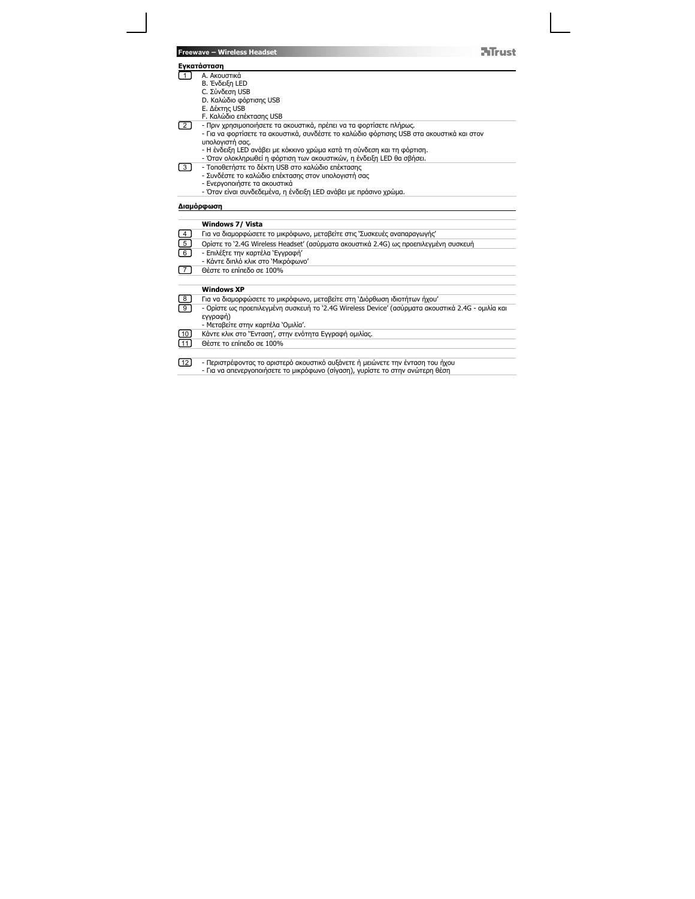**Freewave – Wireless Headset**

## Εγκατάσταση

| | |
|---|---|
| 1 | A. Ακουστικά<br>B. Ένδειξη LED<br>C. Σύνδεση USB<br>D. Καλώδιο φόρτισης USB<br>E. Δέκτης USB<br>F. Καλώδιο επέκτασης USB |
| 2 | - Πριν χρησιμοποιήσετε τα ακουστικά, πρέπει να τα φορτίσετε πλήρως.<br>- Για να φορτίσετε τα ακουστικά, συνδέστε το καλώδιο φόρτισης USB στα ακουστικά και στον υπολογιστή σας.<br>- Η ένδειξη LED ανάβει με κόκκινο χρώμα κατά τη σύνδεση και τη φόρτιση.<br>- Όταν ολοκληρωθεί η φόρτιση των ακουστικών, η ένδειξη LED θα σβήσει. |
| 3 | - Τοποθετήστε το δέκτη USB στο καλώδιο επέκτασης<br>- Συνδέστε το καλώδιο επέκτασης στον υπολογιστή σας<br>- Ενεργοποιήστε τα ακουστικά<br>- Όταν είναι συνδεδεμένα, η ένδειξη LED ανάβει με πράσινο χρώμα. |

## Διαμόρφωση

| | |
|---|---|
| | **Windows 7/ Vista** |
| 4 | Για να διαμορφώσετε το μικρόφωνο, μεταβείτε στις 'Συσκευές αναπαραγωγής' |
| 5 | Ορίστε το '2.4G Wireless Headset' (ασύρματα ακουστικά 2.4G) ως προεπιλεγμένη συσκευή |
| 6 | - Επιλέξτε την καρτέλα 'Εγγραφή'<br>- Κάντε διπλό κλικ στο 'Μικρόφωνο' |
| 7 | Θέστε το επίπεδο σε 100% |
| | |
| | **Windows XP** |
| 8 | Για να διαμορφώσετε το μικρόφωνο, μεταβείτε στη 'Διόρθωση ιδιοτήτων ήχου' |
| 9 | - Ορίστε ως προεπιλεγμένη συσκευή το '2.4G Wireless Device' (ασύρματα ακουστικά 2.4G - ομιλία και εγγραφή)<br>- Μεταβείτε στην καρτέλα 'Ομιλία'. |
| 10 | Κάντε κλικ στο "Ένταση', στην ενότητα Εγγραφή ομιλίας. |
| 11 | Θέστε το επίπεδο σε 100% |
| | |
| 12 | - Περιστρέφοντας το αριστερό ακουστικό αυξάνετε ή μειώνετε την ένταση του ήχου<br>- Για να απενεργοποιήσετε το μικρόφωνο (σίγαση), γυρίστε το στην ανώτερη θέση |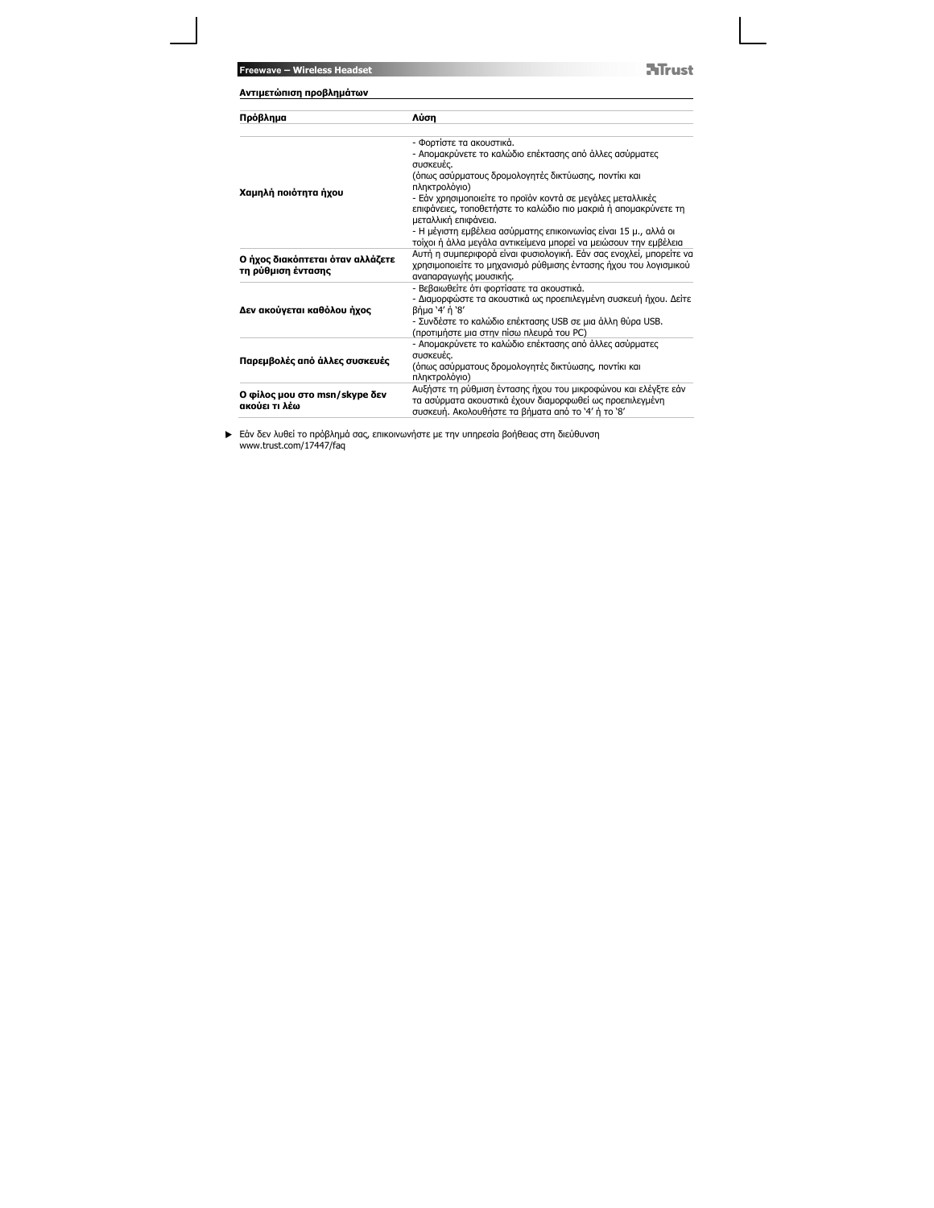## Αντιμετώπιση προβλημάτων

| Πρόβλημα | Λύση |
|---|---|
| **Χαμηλή ποιότητα ήχου** | - Φορτίστε τα ακουστικά.<br>- Απομακρύνετε το καλώδιο επέκτασης από άλλες ασύρματες συσκευές.<br>(όπως ασύρματους δρομολογητές δικτύωσης, ποντίκι και πληκτρολόγιο)<br>- Εάν χρησιμοποιείτε το προϊόν κοντά σε μεγάλες μεταλλικές επιφάνειες, τοποθετήστε το καλώδιο πιο μακριά ή απομακρύνετε τη μεταλλική επιφάνεια.<br>- Η μέγιστη εμβέλεια ασύρματης επικοινωνίας είναι 15 μ., αλλά οι τοίχοι ή άλλα μεγάλα αντικείμενα μπορεί να μειώσουν την εμβέλεια |
| **Ο ήχος διακόπτεται όταν αλλάζετε τη ρύθμιση έντασης** | Αυτή η συμπεριφορά είναι φυσιολογική. Εάν σας ενοχλεί, μπορείτε να χρησιμοποιείτε το μηχανισμό ρύθμισης έντασης ήχου του λογισμικού αναπαραγωγής μουσικής. |
| **Δεν ακούγεται καθόλου ήχος** | - Βεβαιωθείτε ότι φορτίσατε τα ακουστικά.<br>- Διαμορφώστε τα ακουστικά ως προεπιλεγμένη συσκευή ήχου. Δείτε βήμα '4' ή '8'<br>- Συνδέστε το καλώδιο επέκτασης USB σε μια άλλη θύρα USB. (προτιμήστε μια στην πίσω πλευρά του PC) |
| **Παρεμβολές από άλλες συσκευές** | - Απομακρύνετε το καλώδιο επέκτασης από άλλες ασύρματες συσκευές.<br>(όπως ασύρματους δρομολογητές δικτύωσης, ποντίκι και πληκτρολόγιο) |
| **Ο φίλος μου στο msn/skype δεν ακούει τι λέω** | Αυξήστε τη ρύθμιση έντασης ήχου του μικροφώνου και ελέγξτε εάν τα ασύρματα ακουστικά έχουν διαμορφωθεί ως προεπιλεγμένη συσκευή. Ακολουθήστε τα βήματα από το '4' ή το '8' |

► Εάν δεν λυθεί το πρόβλημά σας, επικοινωνήστε με την υπηρεσία βοήθειας στη διεύθυνση www.trust.com/17447/faq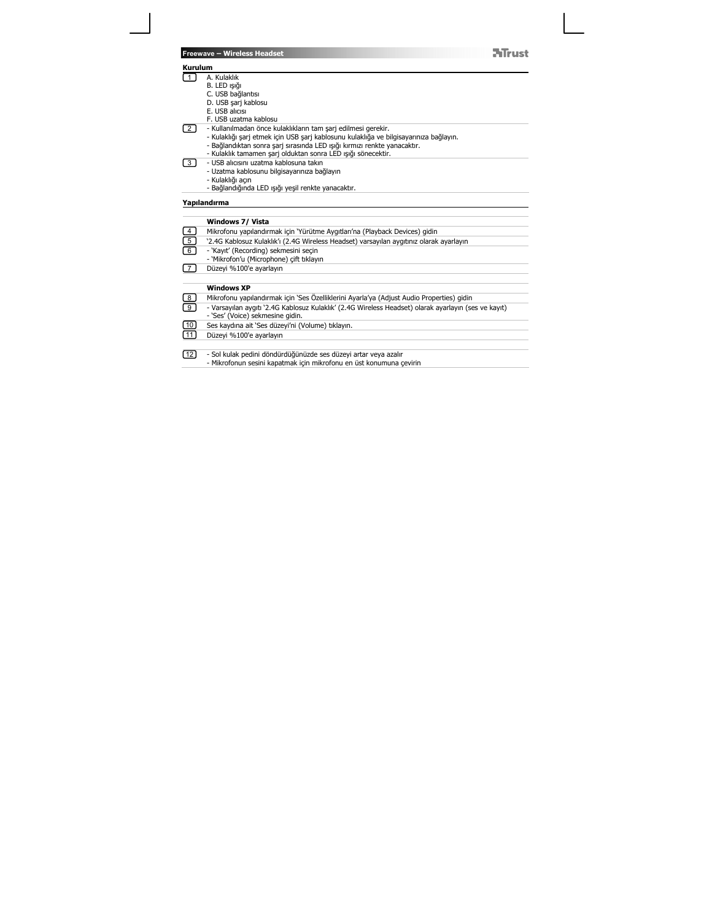## Kurulum

**1**
A. Kulaklık
B. LED ışığı
C. USB bağlantısı
D. USB şarj kablosu
E. USB alıcısı
F. USB uzatma kablosu

**2**
- Kullanılmadan önce kulaklıkların tam şarj edilmesi gerekir.
- Kulaklığı şarj etmek için USB şarj kablosunu kulaklığa ve bilgisayarınıza bağlayın.
- Bağlandıktan sonra şarj sırasında LED ışığı kırmızı renkte yanacaktır.
- Kulaklık tamamen şarj olduktan sonra LED ışığı sönecektir.

**3**
- USB alıcısını uzatma kablosuna takın
- Uzatma kablosunu bilgisayarınıza bağlayın
- Kulaklığı açın
- Bağlandığında LED ışığı yeşil renkte yanacaktır.

## Yapılandırma

### Windows 7/ Vista

**4** Mikrofonu yapılandırmak için 'Yürütme Aygıtları'na (Playback Devices) gidin

**5** '2.4G Kablosuz Kulaklık'ı (2.4G Wireless Headset) varsayılan aygıtınız olarak ayarlayın

**6**
- 'Kayıt' (Recording) sekmesini seçin
- 'Mikrofon'u (Microphone) çift tıklayın

**7** Düzeyi %100'e ayarlayın

### Windows XP

**8** Mikrofonu yapılandırmak için 'Ses Özelliklerini Ayarla'ya (Adjust Audio Properties) gidin

**9**
- Varsayılan aygıtı '2.4G Kablosuz Kulaklık' (2.4G Wireless Headset) olarak ayarlayın (ses ve kayıt)
- 'Ses' (Voice) sekmesine gidin.

**10** Ses kaydına ait 'Ses düzeyi'ni (Volume) tıklayın.

**11** Düzeyi %100'e ayarlayın

**12**
- Sol kulak pedini döndürdüğünüzde ses düzeyi artar veya azalır
- Mikrofonun sesini kapatmak için mikrofonu en üst konumuna çevirin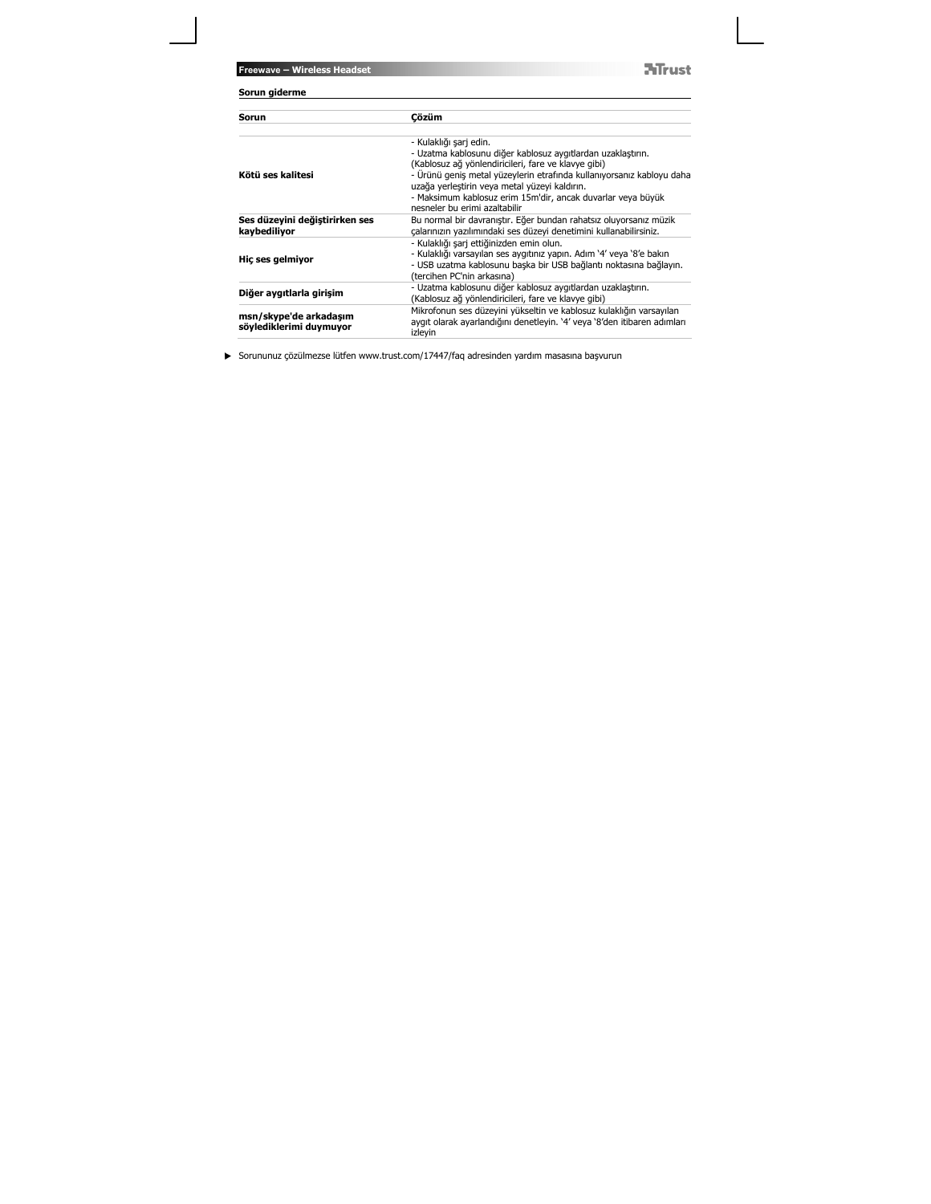## Sorun giderme

| Sorun | Çözüm |
| --- | --- |
| **Kötü ses kalitesi** | - Kulaklığı şarj edin.<br>- Uzatma kablosunu diğer kablosuz aygıtlardan uzaklaştırın. (Kablosuz ağ yönlendiricileri, fare ve klavye gibi)<br>- Ürünü geniş metal yüzeylerin etrafında kullanıyorsanız kabloyu daha uzağa yerleştirin veya metal yüzeyi kaldırın.<br>- Maksimum kablosuz erim 15m'dir, ancak duvarlar veya büyük nesneler bu erimi azaltabilir |
| **Ses düzeyini değiştirirken ses kaybediliyor** | Bu normal bir davranıştır. Eğer bundan rahatsız oluyorsanız müzik çalarınızın yazılımındaki ses düzeyi denetimini kullanabilirsiniz. |
| **Hiç ses gelmiyor** | - Kulaklığı şarj ettiğinizden emin olun.<br>- Kulaklığı varsayılan ses aygıtınız yapın. Adım '4' veya '8'e bakın<br>- USB uzatma kablosunu başka bir USB bağlantı noktasına bağlayın. (tercihen PC'nin arkasına) |
| **Diğer aygıtlarla girişim** | - Uzatma kablosunu diğer kablosuz aygıtlardan uzaklaştırın. (Kablosuz ağ yönlendiricileri, fare ve klavye gibi) |
| **msn/skype'de arkadaşım söylediklerimi duymuyor** | Mikrofonun ses düzeyini yükseltin ve kablosuz kulaklığın varsayılan aygıt olarak ayarlandığını denetleyin. '4' veya '8'den itibaren adımları izleyin |

► Sorununuz çözülmezse lütfen www.trust.com/17447/faq adresinden yardım masasına başvurun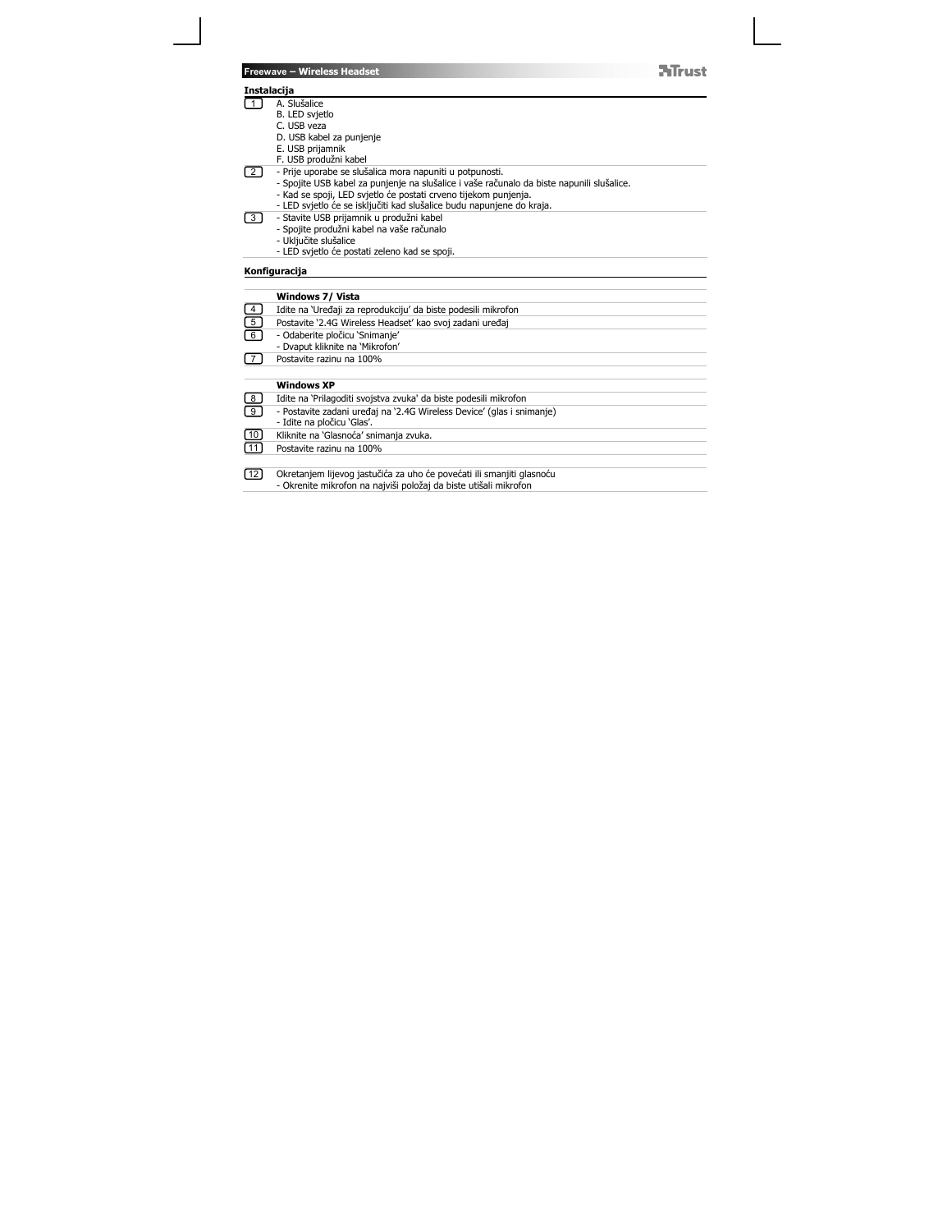## Instalacija

| | |
|---|---|
| 1 | A. Slušalice<br>B. LED svjetlo<br>C. USB veza<br>D. USB kabel za punjenje<br>E. USB prijamnik<br>F. USB produžni kabel |
| 2 | - Prije uporabe se slušalica mora napuniti u potpunosti.<br>- Spojite USB kabel za punjenje na slušalice i vaše računalo da biste napunili slušalice.<br>- Kad se spoji, LED svjetlo će postati crveno tijekom punjenja.<br>- LED svjetlo će se isključiti kad slušalice budu napunjene do kraja. |
| 3 | - Stavite USB prijamnik u produžni kabel<br>- Spojite produžni kabel na vaše računalo<br>- Uključite slušalice<br>- LED svjetlo će postati zeleno kad se spoji. |

## Konfiguracija

| | |
|---|---|
| | **Windows 7/ Vista** |
| 4 | Idite na 'Uređaji za reprodukciju' da biste podesili mikrofon |
| 5 | Postavite '2.4G Wireless Headset' kao svoj zadani uređaj |
| 6 | - Odaberite pločicu 'Snimanje'<br>- Dvaput kliknite na 'Mikrofon' |
| 7 | Postavite razinu na 100% |
| | **Windows XP** |
| 8 | Idite na 'Prilagoditi svojstva zvuka' da biste podesili mikrofon |
| 9 | - Postavite zadani uređaj na '2.4G Wireless Device' (glas i snimanje)<br>- Idite na pločicu 'Glas'. |
| 10 | Kliknite na 'Glasnoća' snimanja zvuka. |
| 11 | Postavite razinu na 100% |
| 12 | Okretanjem lijevog jastučića za uho će povećati ili smanjiti glasnoću<br>- Okrenite mikrofon na najviši položaj da biste utišali mikrofon |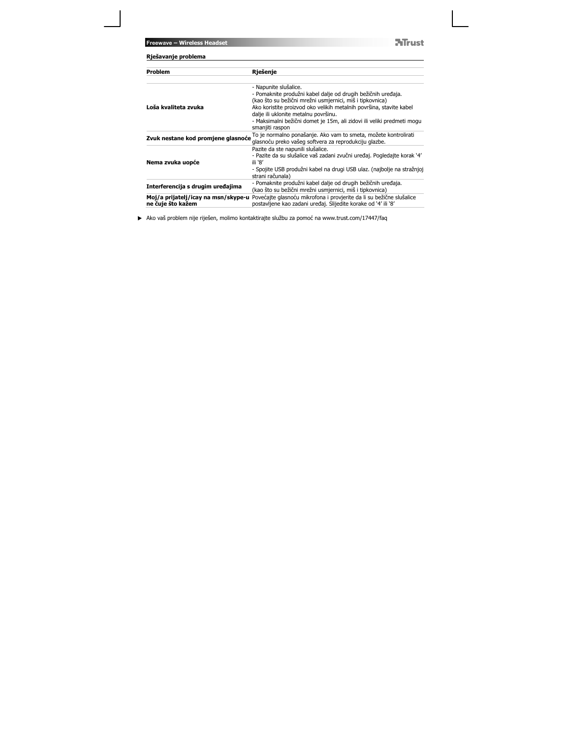## Rješavanje problema

| Problem | Rješenje |
|---|---|
| Loša kvaliteta zvuka | - Napunite slušalice.<br>- Pomaknite produžni kabel dalje od drugih bežičnih uređaja. (kao što su bežični mrežni usmjernici, miš i tipkovnica)<br>Ako koristite proizvod oko velikih metalnih površina, stavite kabel dalje ili uklonite metalnu površinu.<br>- Maksimalni bežični domet je 15m, ali zidovi ili veliki predmeti mogu smanjiti raspon |
| Zvuk nestane kod promjene glasnoće | To je normalno ponašanje. Ako vam to smeta, možete kontrolirati glasnoću preko vašeg softvera za reprodukciju glazbe. |
| Nema zvuka uopće | Pazite da ste napunili slušalice.<br>- Pazite da su slušalice vaš zadani zvučni uređaj. Pogledajte korak '4' ili '8'<br>- Spojite USB produžni kabel na drugi USB ulaz. (najbolje na stražnjoj strani računala) |
| Interferencija s drugim uređajima | - Pomaknite produžni kabel dalje od drugih bežičnih uređaja. (kao što su bežični mrežni usmjernici, miš i tipkovnica) |
| Moj/a prijatelj/icay na msn/skype-u ne čuje što kažem | Povećajte glasnoću mikrofona i provjerite da li su bežične slušalice postavljene kao zadani uređaj. Slijedite korake od '4' ili '8' |

► Ako vaš problem nije riješen, molimo kontaktirajte službu za pomoć na www.trust.com/17447/faq